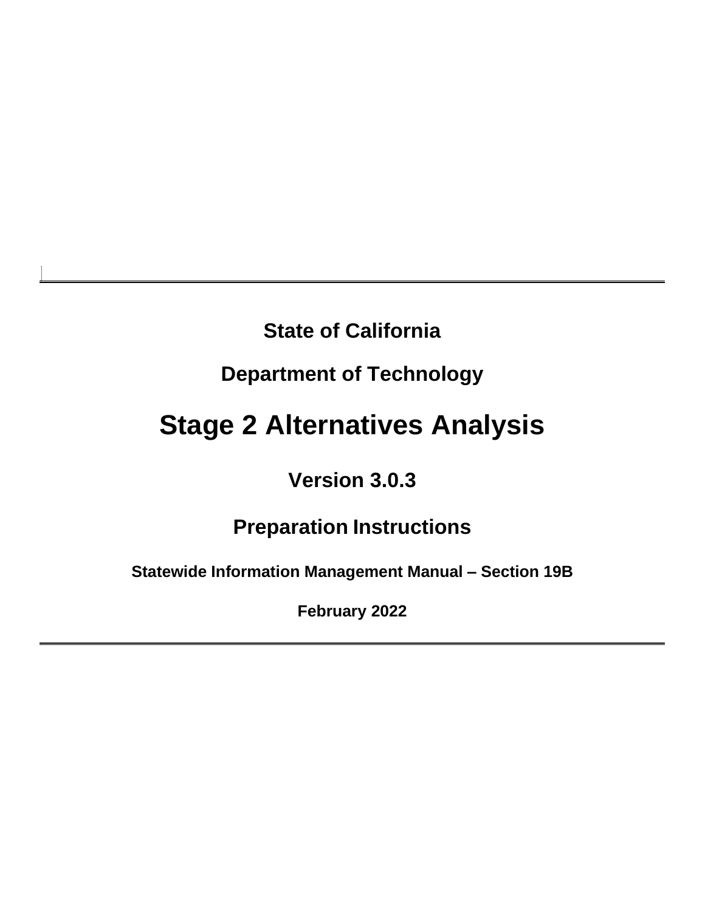**State of California**

**Department of Technology**

# Stage 2 Alternatives Analysis

## Version 3.0.3

## Preparation Instructions

**Statewide Information Management Manual – Section 19B**

**February 2022**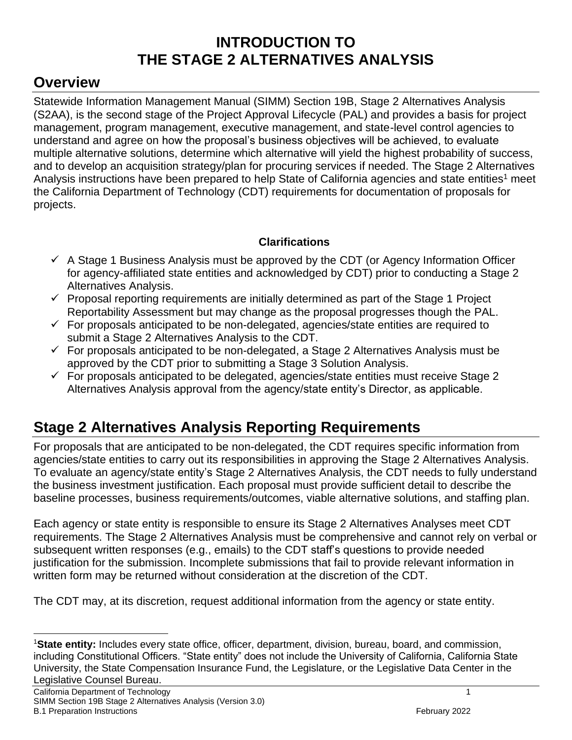# INTRODUCTION TO THE STAGE 2 ALTERNATIVES ANALYSIS

## Overview

Statewide Information Management Manual (SIMM) Section 19B, Stage 2 Alternatives Analysis (S2AA), is the second stage of the Project Approval Lifecycle (PAL) and provides a basis for project management, program management, executive management, and state-level control agencies to understand and agree on how the proposal's business objectives will be achieved, to evaluate multiple alternative solutions, determine which alternative will yield the highest probability of success, and to develop an acquisition strategy/plan for procuring services if needed. The Stage 2 Alternatives Analysis instructions have been prepared to help State of California agencies and state entities[1] meet the California Department of Technology (CDT) requirements for documentation of proposals for projects.

**Clarifications**

- ✓ A Stage 1 Business Analysis must be approved by the CDT (or Agency Information Officer for agency-affiliated state entities and acknowledged by CDT) prior to conducting a Stage 2 Alternatives Analysis.
- ✓ Proposal reporting requirements are initially determined as part of the Stage 1 Project Reportability Assessment but may change as the proposal progresses though the PAL.
- ✓ For proposals anticipated to be non-delegated, agencies/state entities are required to submit a Stage 2 Alternatives Analysis to the CDT.
- ✓ For proposals anticipated to be non-delegated, a Stage 2 Alternatives Analysis must be approved by the CDT prior to submitting a Stage 3 Solution Analysis.
- ✓ For proposals anticipated to be delegated, agencies/state entities must receive Stage 2 Alternatives Analysis approval from the agency/state entity's Director, as applicable.

## Stage 2 Alternatives Analysis Reporting Requirements

For proposals that are anticipated to be non-delegated, the CDT requires specific information from agencies/state entities to carry out its responsibilities in approving the Stage 2 Alternatives Analysis. To evaluate an agency/state entity's Stage 2 Alternatives Analysis, the CDT needs to fully understand the business investment justification. Each proposal must provide sufficient detail to describe the baseline processes, business requirements/outcomes, viable alternative solutions, and staffing plan.

Each agency or state entity is responsible to ensure its Stage 2 Alternatives Analyses meet CDT requirements. The Stage 2 Alternatives Analysis must be comprehensive and cannot rely on verbal or subsequent written responses (e.g., emails) to the CDT staff's questions to provide needed justification for the submission. Incomplete submissions that fail to provide relevant information in written form may be returned without consideration at the discretion of the CDT.

The CDT may, at its discretion, request additional information from the agency or state entity.

[1]**State entity:** Includes every state office, officer, department, division, bureau, board, and commission, including Constitutional Officers. "State entity" does not include the University of California, California State University, the State Compensation Insurance Fund, the Legislature, or the Legislative Data Center in the Legislative Counsel Bureau.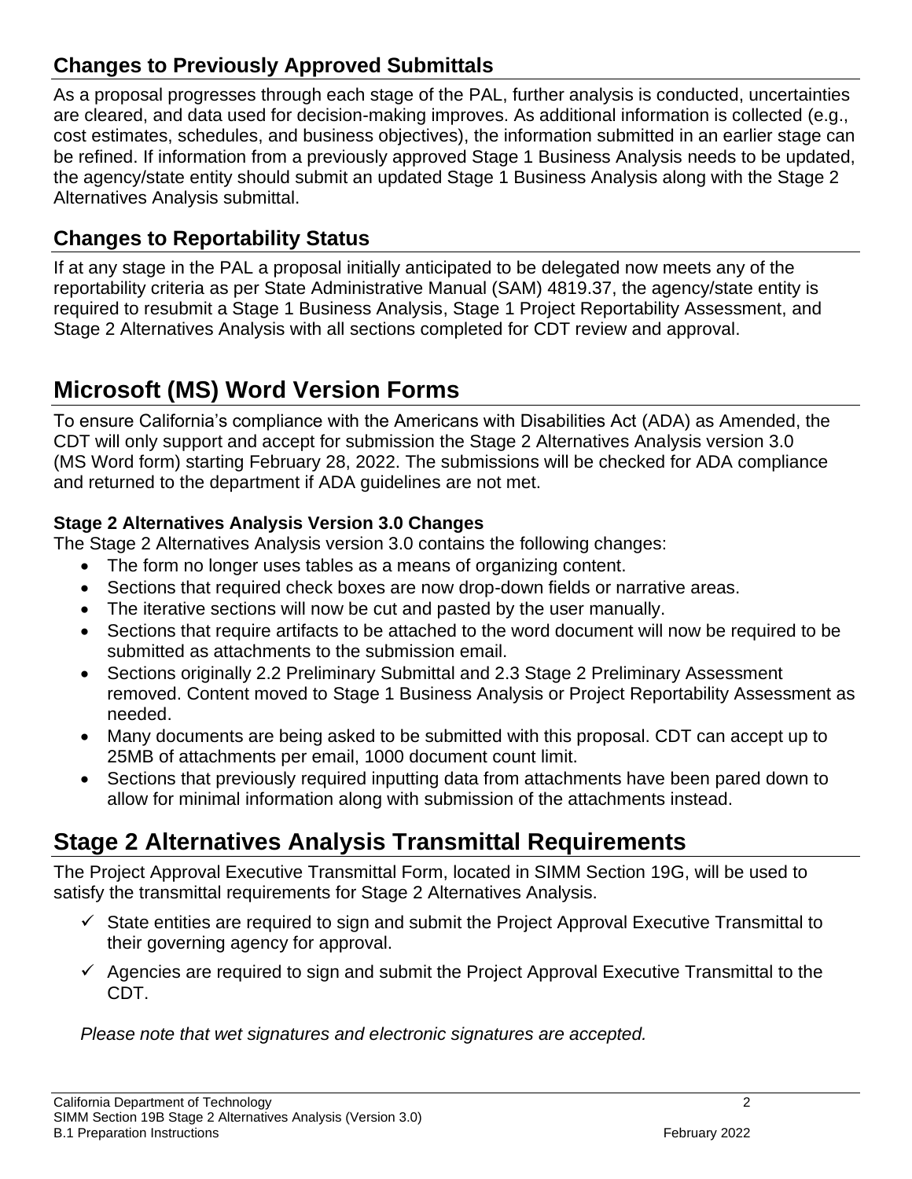## Changes to Previously Approved Submittals

As a proposal progresses through each stage of the PAL, further analysis is conducted, uncertainties are cleared, and data used for decision-making improves. As additional information is collected (e.g., cost estimates, schedules, and business objectives), the information submitted in an earlier stage can be refined. If information from a previously approved Stage 1 Business Analysis needs to be updated, the agency/state entity should submit an updated Stage 1 Business Analysis along with the Stage 2 Alternatives Analysis submittal.

## Changes to Reportability Status

If at any stage in the PAL a proposal initially anticipated to be delegated now meets any of the reportability criteria as per State Administrative Manual (SAM) 4819.37, the agency/state entity is required to resubmit a Stage 1 Business Analysis, Stage 1 Project Reportability Assessment, and Stage 2 Alternatives Analysis with all sections completed for CDT review and approval.

# Microsoft (MS) Word Version Forms

To ensure California's compliance with the Americans with Disabilities Act (ADA) as Amended, the CDT will only support and accept for submission the Stage 2 Alternatives Analysis version 3.0 (MS Word form) starting February 28, 2022. The submissions will be checked for ADA compliance and returned to the department if ADA guidelines are not met.

### Stage 2 Alternatives Analysis Version 3.0 Changes

The Stage 2 Alternatives Analysis version 3.0 contains the following changes:

- The form no longer uses tables as a means of organizing content.
- Sections that required check boxes are now drop-down fields or narrative areas.
- The iterative sections will now be cut and pasted by the user manually.
- Sections that require artifacts to be attached to the word document will now be required to be submitted as attachments to the submission email.
- Sections originally 2.2 Preliminary Submittal and 2.3 Stage 2 Preliminary Assessment removed. Content moved to Stage 1 Business Analysis or Project Reportability Assessment as needed.
- Many documents are being asked to be submitted with this proposal. CDT can accept up to 25MB of attachments per email, 1000 document count limit.
- Sections that previously required inputting data from attachments have been pared down to allow for minimal information along with submission of the attachments instead.

# Stage 2 Alternatives Analysis Transmittal Requirements

The Project Approval Executive Transmittal Form, located in SIMM Section 19G, will be used to satisfy the transmittal requirements for Stage 2 Alternatives Analysis.

- ✓ State entities are required to sign and submit the Project Approval Executive Transmittal to their governing agency for approval.
- ✓ Agencies are required to sign and submit the Project Approval Executive Transmittal to the CDT.

*Please note that wet signatures and electronic signatures are accepted.*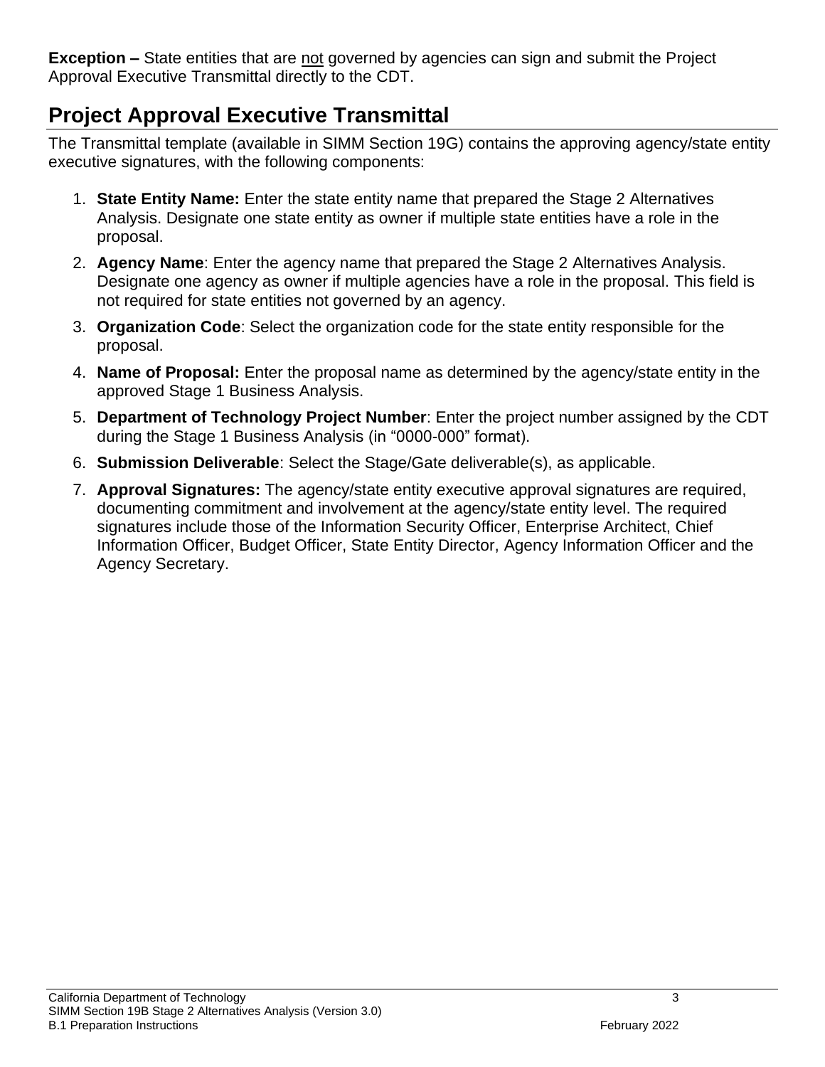**Exception –** State entities that are not governed by agencies can sign and submit the Project Approval Executive Transmittal directly to the CDT.

## Project Approval Executive Transmittal

The Transmittal template (available in SIMM Section 19G) contains the approving agency/state entity executive signatures, with the following components:

1. **State Entity Name:** Enter the state entity name that prepared the Stage 2 Alternatives Analysis. Designate one state entity as owner if multiple state entities have a role in the proposal.
2. **Agency Name**: Enter the agency name that prepared the Stage 2 Alternatives Analysis. Designate one agency as owner if multiple agencies have a role in the proposal. This field is not required for state entities not governed by an agency.
3. **Organization Code**: Select the organization code for the state entity responsible for the proposal.
4. **Name of Proposal:** Enter the proposal name as determined by the agency/state entity in the approved Stage 1 Business Analysis.
5. **Department of Technology Project Number**: Enter the project number assigned by the CDT during the Stage 1 Business Analysis (in "0000-000" format).
6. **Submission Deliverable**: Select the Stage/Gate deliverable(s), as applicable.
7. **Approval Signatures:** The agency/state entity executive approval signatures are required, documenting commitment and involvement at the agency/state entity level. The required signatures include those of the Information Security Officer, Enterprise Architect, Chief Information Officer, Budget Officer, State Entity Director, Agency Information Officer and the Agency Secretary.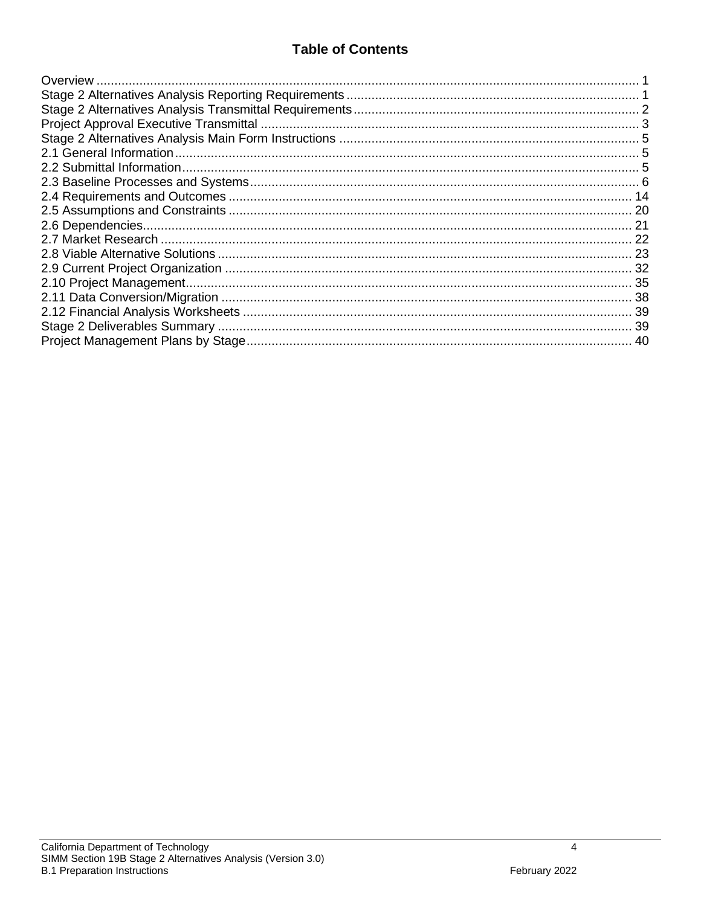# Table of Contents

| | |
|---|---|
| Overview | 1 |
| Stage 2 Alternatives Analysis Reporting Requirements | 1 |
| Stage 2 Alternatives Analysis Transmittal Requirements | 2 |
| Project Approval Executive Transmittal | 3 |
| Stage 2 Alternatives Analysis Main Form Instructions | 5 |
| 2.1 General Information | 5 |
| 2.2 Submittal Information | 5 |
| 2.3 Baseline Processes and Systems | 6 |
| 2.4 Requirements and Outcomes | 14 |
| 2.5 Assumptions and Constraints | 20 |
| 2.6 Dependencies | 21 |
| 2.7 Market Research | 22 |
| 2.8 Viable Alternative Solutions | 23 |
| 2.9 Current Project Organization | 32 |
| 2.10 Project Management | 35 |
| 2.11 Data Conversion/Migration | 38 |
| 2.12 Financial Analysis Worksheets | 39 |
| Stage 2 Deliverables Summary | 39 |
| Project Management Plans by Stage | 40 |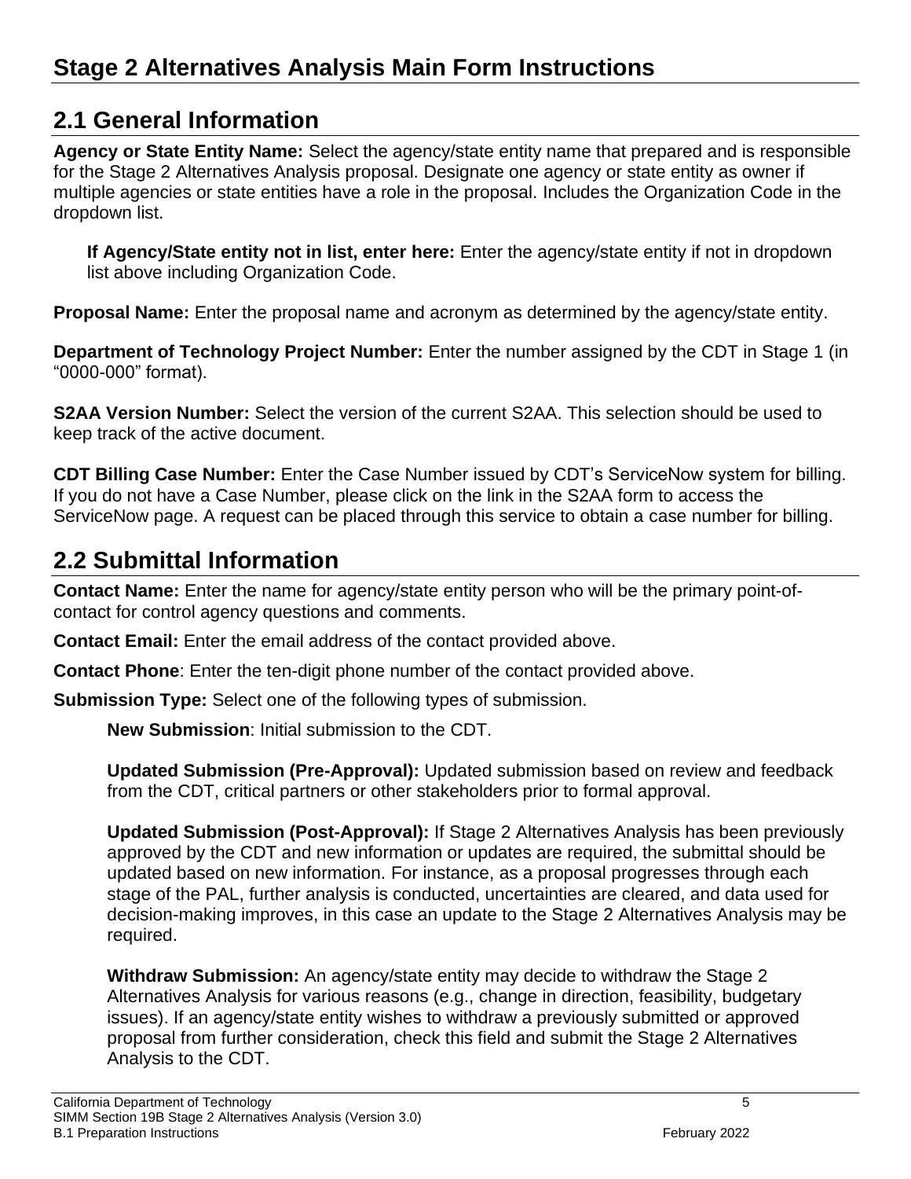# Stage 2 Alternatives Analysis Main Form Instructions

## 2.1 General Information

**Agency or State Entity Name:** Select the agency/state entity name that prepared and is responsible for the Stage 2 Alternatives Analysis proposal. Designate one agency or state entity as owner if multiple agencies or state entities have a role in the proposal. Includes the Organization Code in the dropdown list.

> **If Agency/State entity not in list, enter here:** Enter the agency/state entity if not in dropdown list above including Organization Code.

**Proposal Name:** Enter the proposal name and acronym as determined by the agency/state entity.

**Department of Technology Project Number:** Enter the number assigned by the CDT in Stage 1 (in "0000-000" format).

**S2AA Version Number:** Select the version of the current S2AA. This selection should be used to keep track of the active document.

**CDT Billing Case Number:** Enter the Case Number issued by CDT's ServiceNow system for billing. If you do not have a Case Number, please click on the link in the S2AA form to access the ServiceNow page. A request can be placed through this service to obtain a case number for billing.

## 2.2 Submittal Information

**Contact Name:** Enter the name for agency/state entity person who will be the primary point-of-contact for control agency questions and comments.

**Contact Email:** Enter the email address of the contact provided above.

**Contact Phone**: Enter the ten-digit phone number of the contact provided above.

**Submission Type:** Select one of the following types of submission.

> **New Submission**: Initial submission to the CDT.
>
> **Updated Submission (Pre-Approval):** Updated submission based on review and feedback from the CDT, critical partners or other stakeholders prior to formal approval.
>
> **Updated Submission (Post-Approval):** If Stage 2 Alternatives Analysis has been previously approved by the CDT and new information or updates are required, the submittal should be updated based on new information. For instance, as a proposal progresses through each stage of the PAL, further analysis is conducted, uncertainties are cleared, and data used for decision-making improves, in this case an update to the Stage 2 Alternatives Analysis may be required.
>
> **Withdraw Submission:** An agency/state entity may decide to withdraw the Stage 2 Alternatives Analysis for various reasons (e.g., change in direction, feasibility, budgetary issues). If an agency/state entity wishes to withdraw a previously submitted or approved proposal from further consideration, check this field and submit the Stage 2 Alternatives Analysis to the CDT.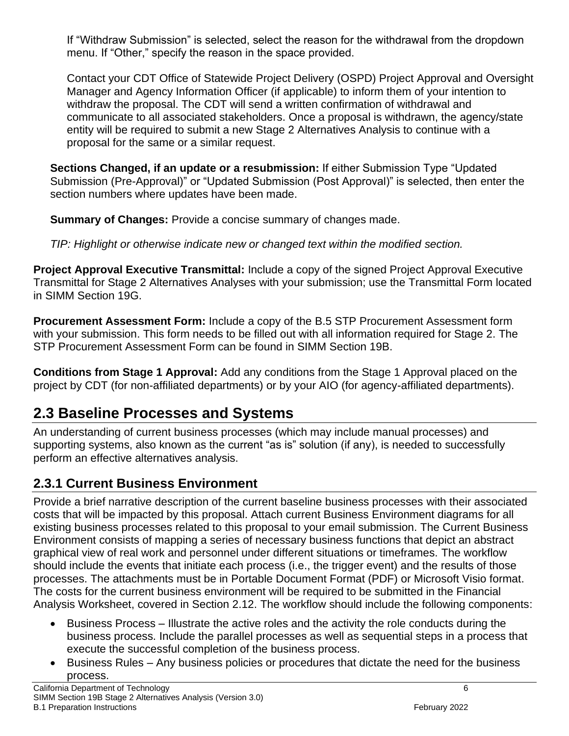If "Withdraw Submission" is selected, select the reason for the withdrawal from the dropdown menu. If "Other," specify the reason in the space provided.

Contact your CDT Office of Statewide Project Delivery (OSPD) Project Approval and Oversight Manager and Agency Information Officer (if applicable) to inform them of your intention to withdraw the proposal. The CDT will send a written confirmation of withdrawal and communicate to all associated stakeholders. Once a proposal is withdrawn, the agency/state entity will be required to submit a new Stage 2 Alternatives Analysis to continue with a proposal for the same or a similar request.

**Sections Changed, if an update or a resubmission:** If either Submission Type "Updated Submission (Pre-Approval)" or "Updated Submission (Post Approval)" is selected, then enter the section numbers where updates have been made.

**Summary of Changes:** Provide a concise summary of changes made.

*TIP: Highlight or otherwise indicate new or changed text within the modified section.*

**Project Approval Executive Transmittal:** Include a copy of the signed Project Approval Executive Transmittal for Stage 2 Alternatives Analyses with your submission; use the Transmittal Form located in SIMM Section 19G.

**Procurement Assessment Form:** Include a copy of the B.5 STP Procurement Assessment form with your submission. This form needs to be filled out with all information required for Stage 2. The STP Procurement Assessment Form can be found in SIMM Section 19B.

**Conditions from Stage 1 Approval:** Add any conditions from the Stage 1 Approval placed on the project by CDT (for non-affiliated departments) or by your AIO (for agency-affiliated departments).

## 2.3 Baseline Processes and Systems

An understanding of current business processes (which may include manual processes) and supporting systems, also known as the current "as is" solution (if any), is needed to successfully perform an effective alternatives analysis.

### 2.3.1 Current Business Environment

Provide a brief narrative description of the current baseline business processes with their associated costs that will be impacted by this proposal. Attach current Business Environment diagrams for all existing business processes related to this proposal to your email submission. The Current Business Environment consists of mapping a series of necessary business functions that depict an abstract graphical view of real work and personnel under different situations or timeframes. The workflow should include the events that initiate each process (i.e., the trigger event) and the results of those processes. The attachments must be in Portable Document Format (PDF) or Microsoft Visio format. The costs for the current business environment will be required to be submitted in the Financial Analysis Worksheet, covered in Section 2.12. The workflow should include the following components:

- Business Process – Illustrate the active roles and the activity the role conducts during the business process. Include the parallel processes as well as sequential steps in a process that execute the successful completion of the business process.
- Business Rules – Any business policies or procedures that dictate the need for the business process.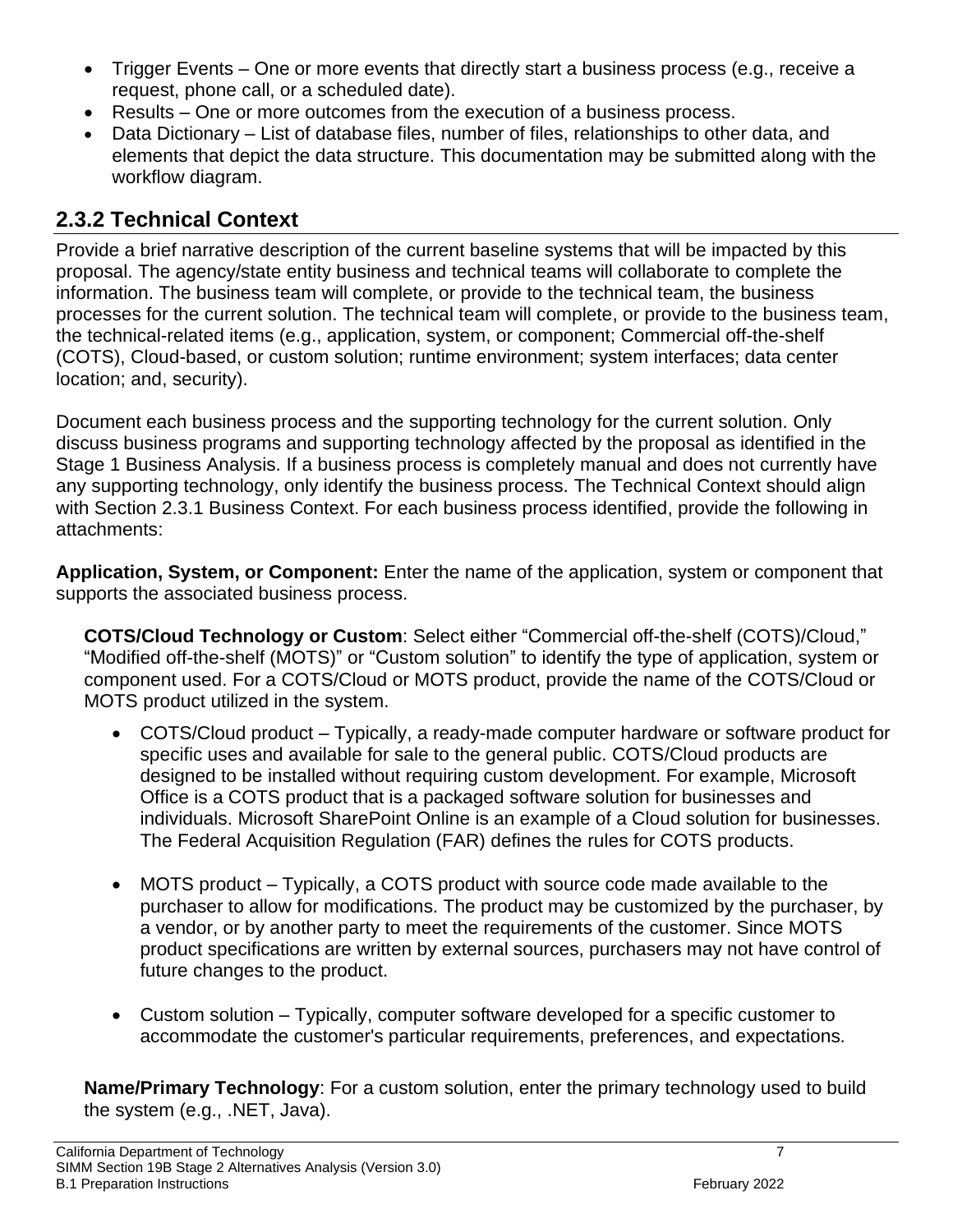- Trigger Events – One or more events that directly start a business process (e.g., receive a request, phone call, or a scheduled date).
- Results – One or more outcomes from the execution of a business process.
- Data Dictionary – List of database files, number of files, relationships to other data, and elements that depict the data structure. This documentation may be submitted along with the workflow diagram.

## 2.3.2 Technical Context

Provide a brief narrative description of the current baseline systems that will be impacted by this proposal. The agency/state entity business and technical teams will collaborate to complete the information. The business team will complete, or provide to the technical team, the business processes for the current solution. The technical team will complete, or provide to the business team, the technical-related items (e.g., application, system, or component; Commercial off-the-shelf (COTS), Cloud-based, or custom solution; runtime environment; system interfaces; data center location; and, security).

Document each business process and the supporting technology for the current solution. Only discuss business programs and supporting technology affected by the proposal as identified in the Stage 1 Business Analysis. If a business process is completely manual and does not currently have any supporting technology, only identify the business process. The Technical Context should align with Section 2.3.1 Business Context. For each business process identified, provide the following in attachments:

**Application, System, or Component:** Enter the name of the application, system or component that supports the associated business process.

**COTS/Cloud Technology or Custom**: Select either "Commercial off-the-shelf (COTS)/Cloud," "Modified off-the-shelf (MOTS)" or "Custom solution" to identify the type of application, system or component used. For a COTS/Cloud or MOTS product, provide the name of the COTS/Cloud or MOTS product utilized in the system.

- COTS/Cloud product – Typically, a ready-made computer hardware or software product for specific uses and available for sale to the general public. COTS/Cloud products are designed to be installed without requiring custom development. For example, Microsoft Office is a COTS product that is a packaged software solution for businesses and individuals. Microsoft SharePoint Online is an example of a Cloud solution for businesses. The Federal Acquisition Regulation (FAR) defines the rules for COTS products.

- MOTS product – Typically, a COTS product with source code made available to the purchaser to allow for modifications. The product may be customized by the purchaser, by a vendor, or by another party to meet the requirements of the customer. Since MOTS product specifications are written by external sources, purchasers may not have control of future changes to the product.

- Custom solution – Typically, computer software developed for a specific customer to accommodate the customer's particular requirements, preferences, and expectations.

**Name/Primary Technology**: For a custom solution, enter the primary technology used to build the system (e.g., .NET, Java).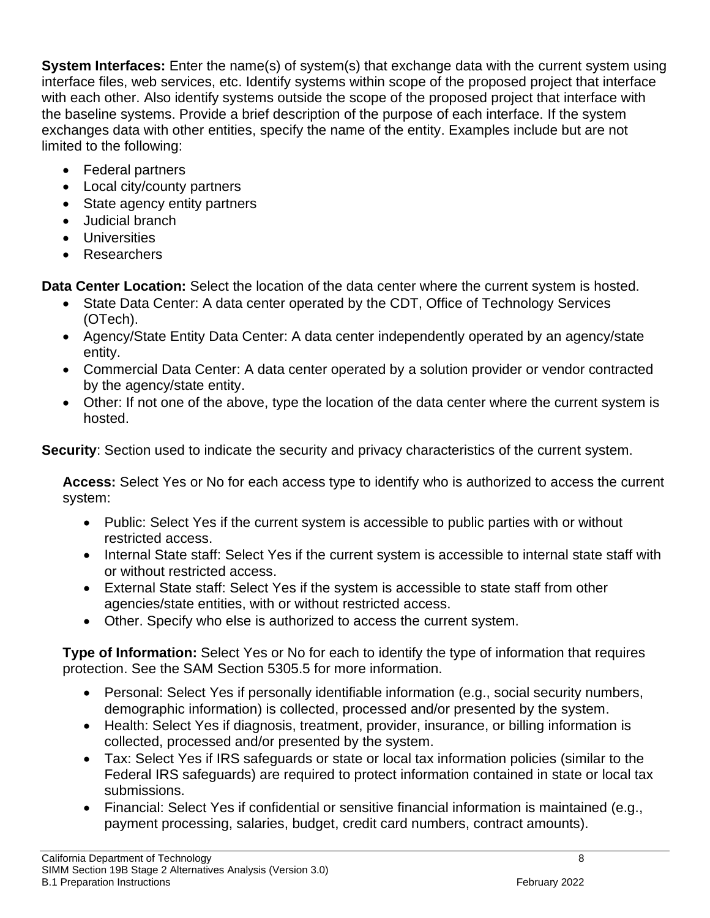**System Interfaces:** Enter the name(s) of system(s) that exchange data with the current system using interface files, web services, etc. Identify systems within scope of the proposed project that interface with each other. Also identify systems outside the scope of the proposed project that interface with the baseline systems. Provide a brief description of the purpose of each interface. If the system exchanges data with other entities, specify the name of the entity. Examples include but are not limited to the following:

- Federal partners
- Local city/county partners
- State agency entity partners
- Judicial branch
- Universities
- Researchers

**Data Center Location:** Select the location of the data center where the current system is hosted.

- State Data Center: A data center operated by the CDT, Office of Technology Services (OTech).
- Agency/State Entity Data Center: A data center independently operated by an agency/state entity.
- Commercial Data Center: A data center operated by a solution provider or vendor contracted by the agency/state entity.
- Other: If not one of the above, type the location of the data center where the current system is hosted.

**Security**: Section used to indicate the security and privacy characteristics of the current system.

**Access:** Select Yes or No for each access type to identify who is authorized to access the current system:

- Public: Select Yes if the current system is accessible to public parties with or without restricted access.
- Internal State staff: Select Yes if the current system is accessible to internal state staff with or without restricted access.
- External State staff: Select Yes if the system is accessible to state staff from other agencies/state entities, with or without restricted access.
- Other. Specify who else is authorized to access the current system.

**Type of Information:** Select Yes or No for each to identify the type of information that requires protection. See the SAM Section 5305.5 for more information.

- Personal: Select Yes if personally identifiable information (e.g., social security numbers, demographic information) is collected, processed and/or presented by the system.
- Health: Select Yes if diagnosis, treatment, provider, insurance, or billing information is collected, processed and/or presented by the system.
- Tax: Select Yes if IRS safeguards or state or local tax information policies (similar to the Federal IRS safeguards) are required to protect information contained in state or local tax submissions.
- Financial: Select Yes if confidential or sensitive financial information is maintained (e.g., payment processing, salaries, budget, credit card numbers, contract amounts).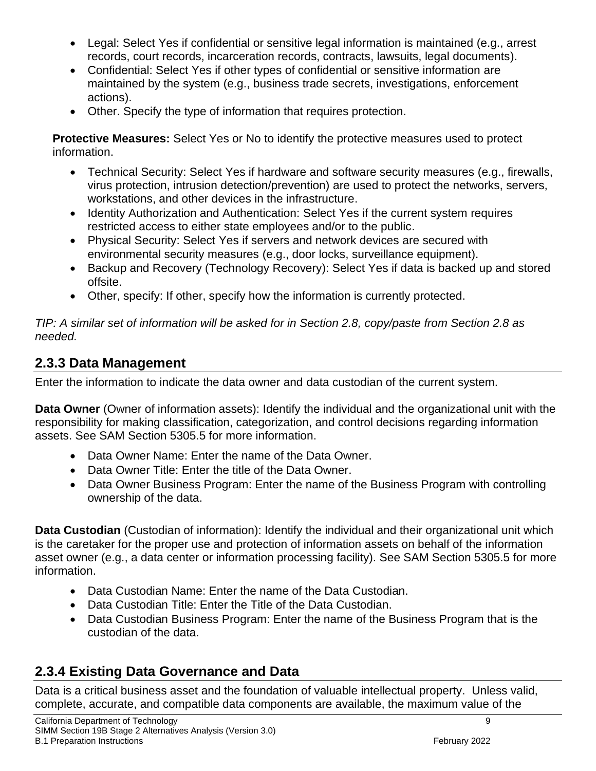- Legal: Select Yes if confidential or sensitive legal information is maintained (e.g., arrest records, court records, incarceration records, contracts, lawsuits, legal documents).
- Confidential: Select Yes if other types of confidential or sensitive information are maintained by the system (e.g., business trade secrets, investigations, enforcement actions).
- Other. Specify the type of information that requires protection.

**Protective Measures:** Select Yes or No to identify the protective measures used to protect information.

- Technical Security: Select Yes if hardware and software security measures (e.g., firewalls, virus protection, intrusion detection/prevention) are used to protect the networks, servers, workstations, and other devices in the infrastructure.
- Identity Authorization and Authentication: Select Yes if the current system requires restricted access to either state employees and/or to the public.
- Physical Security: Select Yes if servers and network devices are secured with environmental security measures (e.g., door locks, surveillance equipment).
- Backup and Recovery (Technology Recovery): Select Yes if data is backed up and stored offsite.
- Other, specify: If other, specify how the information is currently protected.

*TIP: A similar set of information will be asked for in Section 2.8, copy/paste from Section 2.8 as needed.*

## 2.3.3 Data Management

Enter the information to indicate the data owner and data custodian of the current system.

**Data Owner** (Owner of information assets): Identify the individual and the organizational unit with the responsibility for making classification, categorization, and control decisions regarding information assets. See SAM Section 5305.5 for more information.

- Data Owner Name: Enter the name of the Data Owner.
- Data Owner Title: Enter the title of the Data Owner.
- Data Owner Business Program: Enter the name of the Business Program with controlling ownership of the data.

**Data Custodian** (Custodian of information): Identify the individual and their organizational unit which is the caretaker for the proper use and protection of information assets on behalf of the information asset owner (e.g., a data center or information processing facility). See SAM Section 5305.5 for more information.

- Data Custodian Name: Enter the name of the Data Custodian.
- Data Custodian Title: Enter the Title of the Data Custodian.
- Data Custodian Business Program: Enter the name of the Business Program that is the custodian of the data.

## 2.3.4 Existing Data Governance and Data

Data is a critical business asset and the foundation of valuable intellectual property. Unless valid, complete, accurate, and compatible data components are available, the maximum value of the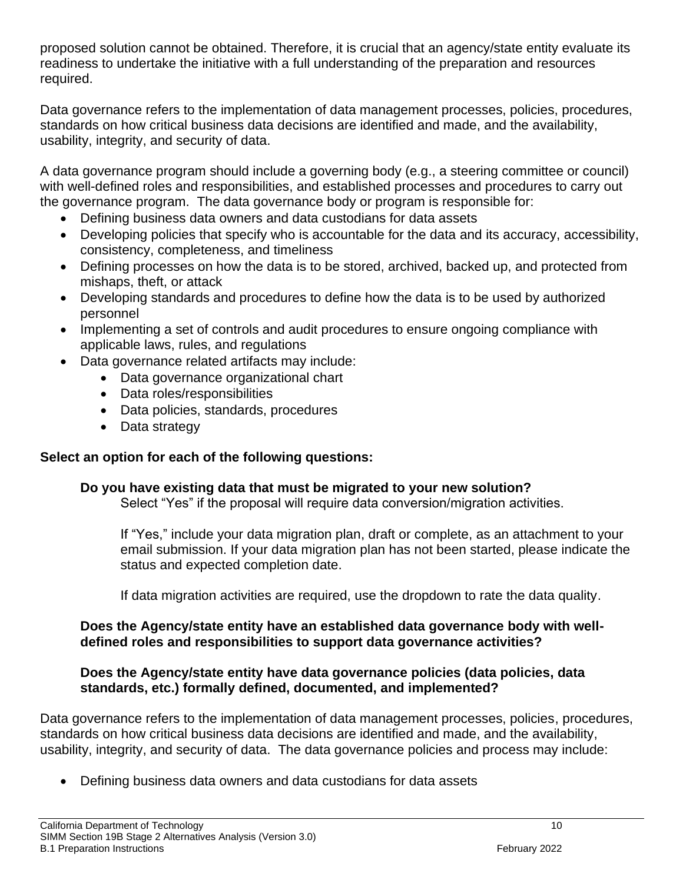proposed solution cannot be obtained. Therefore, it is crucial that an agency/state entity evaluate its readiness to undertake the initiative with a full understanding of the preparation and resources required.

Data governance refers to the implementation of data management processes, policies, procedures, standards on how critical business data decisions are identified and made, and the availability, usability, integrity, and security of data.

A data governance program should include a governing body (e.g., a steering committee or council) with well-defined roles and responsibilities, and established processes and procedures to carry out the governance program. The data governance body or program is responsible for:

- Defining business data owners and data custodians for data assets
- Developing policies that specify who is accountable for the data and its accuracy, accessibility, consistency, completeness, and timeliness
- Defining processes on how the data is to be stored, archived, backed up, and protected from mishaps, theft, or attack
- Developing standards and procedures to define how the data is to be used by authorized personnel
- Implementing a set of controls and audit procedures to ensure ongoing compliance with applicable laws, rules, and regulations
- Data governance related artifacts may include:
  - Data governance organizational chart
  - Data roles/responsibilities
  - Data policies, standards, procedures
  - Data strategy

**Select an option for each of the following questions:**

**Do you have existing data that must be migrated to your new solution?**

Select "Yes" if the proposal will require data conversion/migration activities.

If "Yes," include your data migration plan, draft or complete, as an attachment to your email submission. If your data migration plan has not been started, please indicate the status and expected completion date.

If data migration activities are required, use the dropdown to rate the data quality.

**Does the Agency/state entity have an established data governance body with well-defined roles and responsibilities to support data governance activities?**

**Does the Agency/state entity have data governance policies (data policies, data standards, etc.) formally defined, documented, and implemented?**

Data governance refers to the implementation of data management processes, policies, procedures, standards on how critical business data decisions are identified and made, and the availability, usability, integrity, and security of data. The data governance policies and process may include:

- Defining business data owners and data custodians for data assets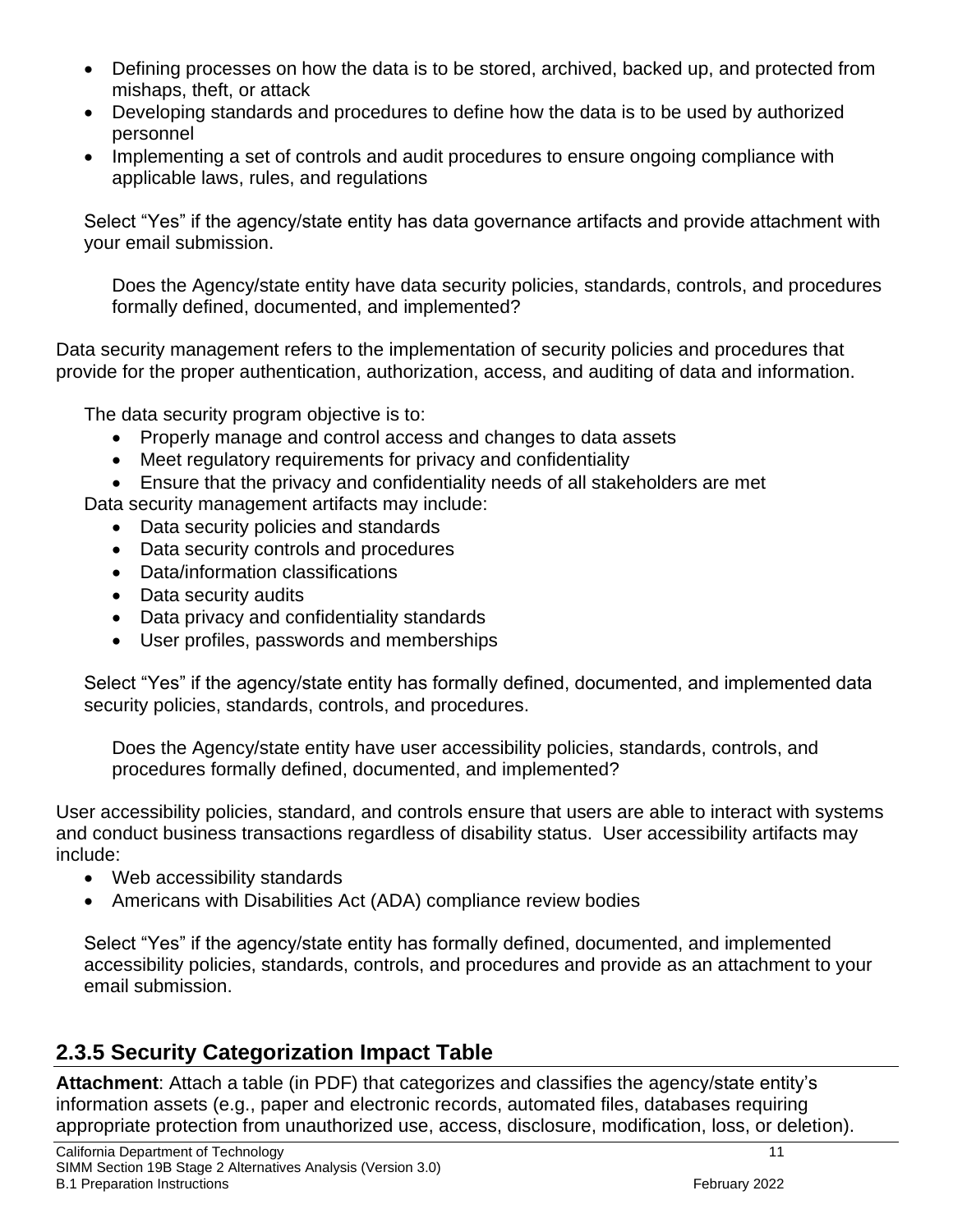- Defining processes on how the data is to be stored, archived, backed up, and protected from mishaps, theft, or attack
- Developing standards and procedures to define how the data is to be used by authorized personnel
- Implementing a set of controls and audit procedures to ensure ongoing compliance with applicable laws, rules, and regulations

Select "Yes" if the agency/state entity has data governance artifacts and provide attachment with your email submission.

Does the Agency/state entity have data security policies, standards, controls, and procedures formally defined, documented, and implemented?

Data security management refers to the implementation of security policies and procedures that provide for the proper authentication, authorization, access, and auditing of data and information.

The data security program objective is to:

- Properly manage and control access and changes to data assets
- Meet regulatory requirements for privacy and confidentiality
- Ensure that the privacy and confidentiality needs of all stakeholders are met

Data security management artifacts may include:

- Data security policies and standards
- Data security controls and procedures
- Data/information classifications
- Data security audits
- Data privacy and confidentiality standards
- User profiles, passwords and memberships

Select "Yes" if the agency/state entity has formally defined, documented, and implemented data security policies, standards, controls, and procedures.

Does the Agency/state entity have user accessibility policies, standards, controls, and procedures formally defined, documented, and implemented?

User accessibility policies, standard, and controls ensure that users are able to interact with systems and conduct business transactions regardless of disability status. User accessibility artifacts may include:

- Web accessibility standards
- Americans with Disabilities Act (ADA) compliance review bodies

Select "Yes" if the agency/state entity has formally defined, documented, and implemented accessibility policies, standards, controls, and procedures and provide as an attachment to your email submission.

## 2.3.5 Security Categorization Impact Table

**Attachment**: Attach a table (in PDF) that categorizes and classifies the agency/state entity's information assets (e.g., paper and electronic records, automated files, databases requiring appropriate protection from unauthorized use, access, disclosure, modification, loss, or deletion).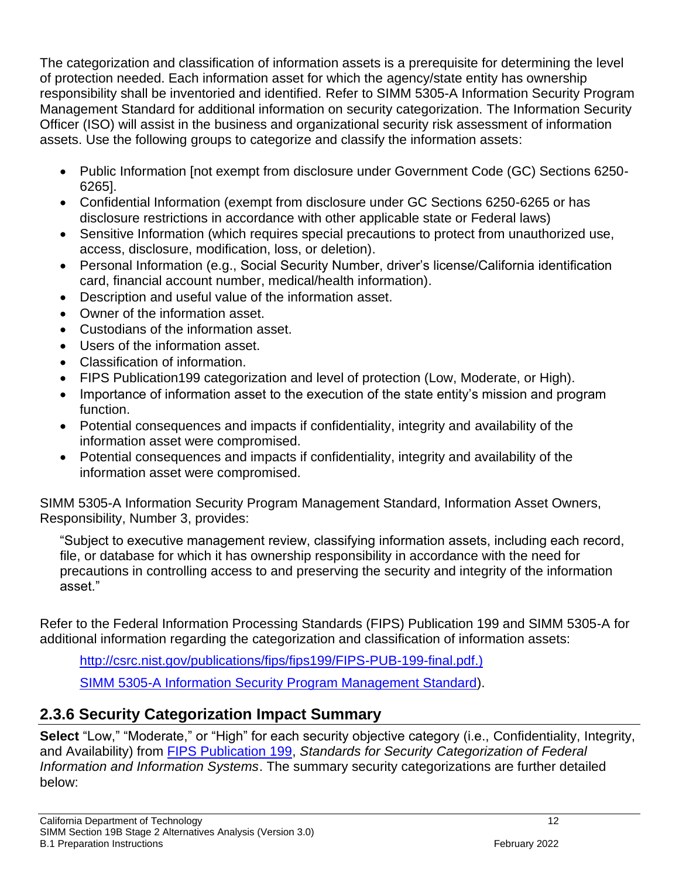The categorization and classification of information assets is a prerequisite for determining the level of protection needed. Each information asset for which the agency/state entity has ownership responsibility shall be inventoried and identified. Refer to SIMM 5305-A Information Security Program Management Standard for additional information on security categorization. The Information Security Officer (ISO) will assist in the business and organizational security risk assessment of information assets. Use the following groups to categorize and classify the information assets:

- Public Information [not exempt from disclosure under Government Code (GC) Sections 6250-6265].
- Confidential Information (exempt from disclosure under GC Sections 6250-6265 or has disclosure restrictions in accordance with other applicable state or Federal laws)
- Sensitive Information (which requires special precautions to protect from unauthorized use, access, disclosure, modification, loss, or deletion).
- Personal Information (e.g., Social Security Number, driver's license/California identification card, financial account number, medical/health information).
- Description and useful value of the information asset.
- Owner of the information asset.
- Custodians of the information asset.
- Users of the information asset.
- Classification of information.
- FIPS Publication199 categorization and level of protection (Low, Moderate, or High).
- Importance of information asset to the execution of the state entity's mission and program function.
- Potential consequences and impacts if confidentiality, integrity and availability of the information asset were compromised.
- Potential consequences and impacts if confidentiality, integrity and availability of the information asset were compromised.

SIMM 5305-A Information Security Program Management Standard, Information Asset Owners, Responsibility, Number 3, provides:

> "Subject to executive management review, classifying information assets, including each record, file, or database for which it has ownership responsibility in accordance with the need for precautions in controlling access to and preserving the security and integrity of the information asset."

Refer to the Federal Information Processing Standards (FIPS) Publication 199 and SIMM 5305-A for additional information regarding the categorization and classification of information assets:

http://csrc.nist.gov/publications/fips/fips199/FIPS-PUB-199-final.pdf.)

SIMM 5305-A Information Security Program Management Standard).

## 2.3.6 Security Categorization Impact Summary

**Select** "Low," "Moderate," or "High" for each security objective category (i.e., Confidentiality, Integrity, and Availability) from FIPS Publication 199, *Standards for Security Categorization of Federal Information and Information Systems*. The summary security categorizations are further detailed below: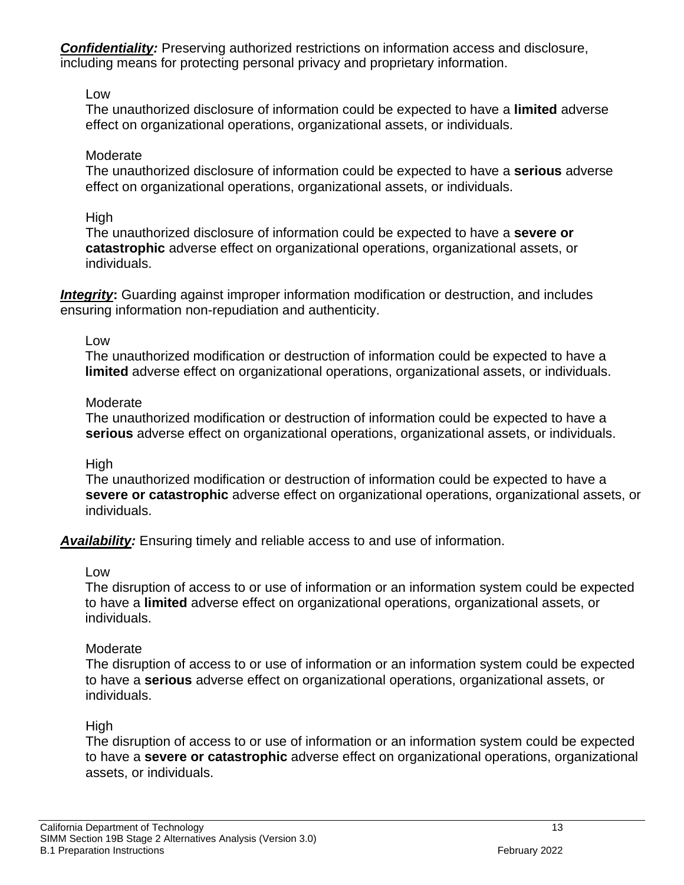***Confidentiality:*** Preserving authorized restrictions on information access and disclosure, including means for protecting personal privacy and proprietary information.

Low
The unauthorized disclosure of information could be expected to have a **limited** adverse effect on organizational operations, organizational assets, or individuals.

Moderate
The unauthorized disclosure of information could be expected to have a **serious** adverse effect on organizational operations, organizational assets, or individuals.

High
The unauthorized disclosure of information could be expected to have a **severe or catastrophic** adverse effect on organizational operations, organizational assets, or individuals.

***Integrity*****:** Guarding against improper information modification or destruction, and includes ensuring information non-repudiation and authenticity.

Low
The unauthorized modification or destruction of information could be expected to have a **limited** adverse effect on organizational operations, organizational assets, or individuals.

Moderate
The unauthorized modification or destruction of information could be expected to have a **serious** adverse effect on organizational operations, organizational assets, or individuals.

High
The unauthorized modification or destruction of information could be expected to have a **severe or catastrophic** adverse effect on organizational operations, organizational assets, or individuals.

***Availability:*** Ensuring timely and reliable access to and use of information.

Low
The disruption of access to or use of information or an information system could be expected to have a **limited** adverse effect on organizational operations, organizational assets, or individuals.

Moderate
The disruption of access to or use of information or an information system could be expected to have a **serious** adverse effect on organizational operations, organizational assets, or individuals.

High
The disruption of access to or use of information or an information system could be expected to have a **severe or catastrophic** adverse effect on organizational operations, organizational assets, or individuals.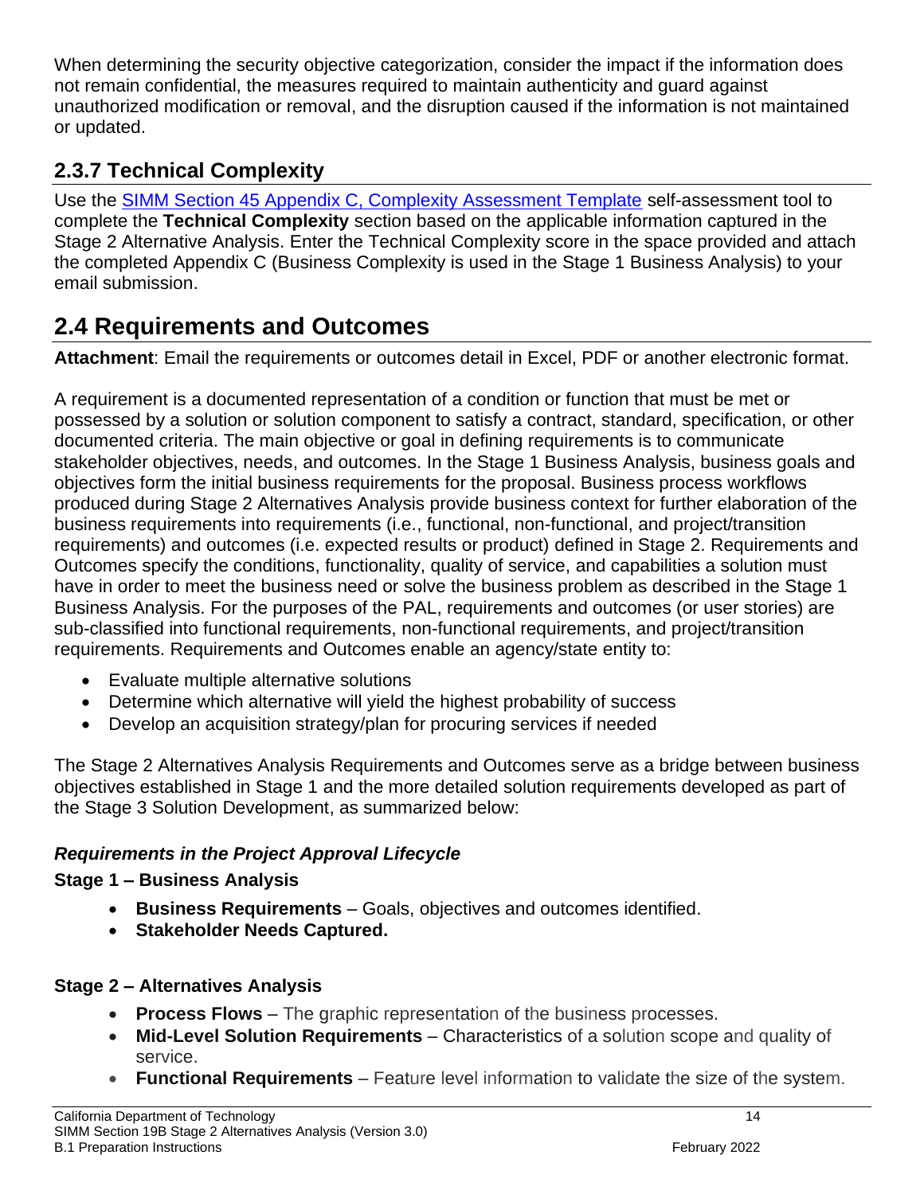When determining the security objective categorization, consider the impact if the information does not remain confidential, the measures required to maintain authenticity and guard against unauthorized modification or removal, and the disruption caused if the information is not maintained or updated.

### 2.3.7 Technical Complexity

Use the [SIMM Section 45 Appendix C, Complexity Assessment Template] self-assessment tool to complete the **Technical Complexity** section based on the applicable information captured in the Stage 2 Alternative Analysis. Enter the Technical Complexity score in the space provided and attach the completed Appendix C (Business Complexity is used in the Stage 1 Business Analysis) to your email submission.

## 2.4 Requirements and Outcomes

**Attachment**: Email the requirements or outcomes detail in Excel, PDF or another electronic format.

A requirement is a documented representation of a condition or function that must be met or possessed by a solution or solution component to satisfy a contract, standard, specification, or other documented criteria. The main objective or goal in defining requirements is to communicate stakeholder objectives, needs, and outcomes. In the Stage 1 Business Analysis, business goals and objectives form the initial business requirements for the proposal. Business process workflows produced during Stage 2 Alternatives Analysis provide business context for further elaboration of the business requirements into requirements (i.e., functional, non-functional, and project/transition requirements) and outcomes (i.e. expected results or product) defined in Stage 2. Requirements and Outcomes specify the conditions, functionality, quality of service, and capabilities a solution must have in order to meet the business need or solve the business problem as described in the Stage 1 Business Analysis. For the purposes of the PAL, requirements and outcomes (or user stories) are sub-classified into functional requirements, non-functional requirements, and project/transition requirements. Requirements and Outcomes enable an agency/state entity to:

- Evaluate multiple alternative solutions
- Determine which alternative will yield the highest probability of success
- Develop an acquisition strategy/plan for procuring services if needed

The Stage 2 Alternatives Analysis Requirements and Outcomes serve as a bridge between business objectives established in Stage 1 and the more detailed solution requirements developed as part of the Stage 3 Solution Development, as summarized below:

***Requirements in the Project Approval Lifecycle***

**Stage 1 – Business Analysis**

- **Business Requirements** – Goals, objectives and outcomes identified.
- **Stakeholder Needs Captured.**

**Stage 2 – Alternatives Analysis**

- **Process Flows** – The graphic representation of the business processes.
- **Mid-Level Solution Requirements** – Characteristics of a solution scope and quality of service.
- **Functional Requirements** – Feature level information to validate the size of the system.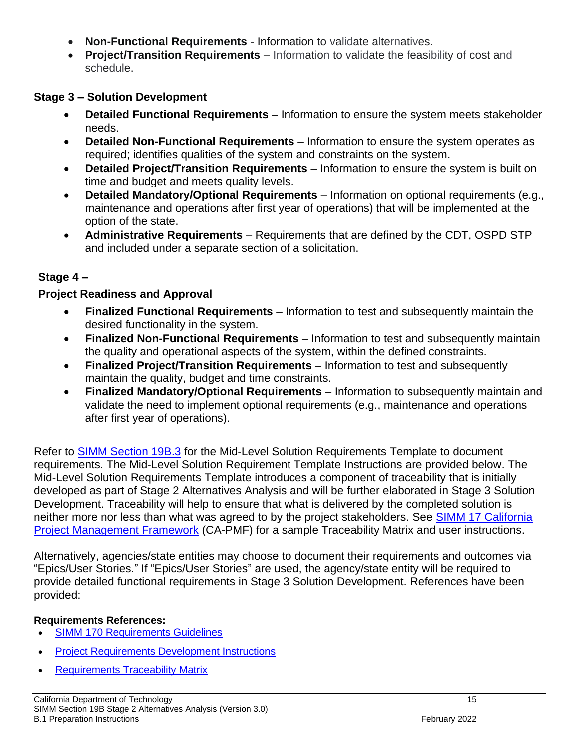- **Non-Functional Requirements** - Information to validate alternatives.
- **Project/Transition Requirements** – Information to validate the feasibility of cost and schedule.

**Stage 3 – Solution Development**

- **Detailed Functional Requirements** – Information to ensure the system meets stakeholder needs.
- **Detailed Non-Functional Requirements** – Information to ensure the system operates as required; identifies qualities of the system and constraints on the system.
- **Detailed Project/Transition Requirements** – Information to ensure the system is built on time and budget and meets quality levels.
- **Detailed Mandatory/Optional Requirements** – Information on optional requirements (e.g., maintenance and operations after first year of operations) that will be implemented at the option of the state.
- **Administrative Requirements** – Requirements that are defined by the CDT, OSPD STP and included under a separate section of a solicitation.

**Stage 4 –**

**Project Readiness and Approval**

- **Finalized Functional Requirements** – Information to test and subsequently maintain the desired functionality in the system.
- **Finalized Non-Functional Requirements** – Information to test and subsequently maintain the quality and operational aspects of the system, within the defined constraints.
- **Finalized Project/Transition Requirements** – Information to test and subsequently maintain the quality, budget and time constraints.
- **Finalized Mandatory/Optional Requirements** – Information to subsequently maintain and validate the need to implement optional requirements (e.g., maintenance and operations after first year of operations).

Refer to SIMM Section 19B.3 for the Mid-Level Solution Requirements Template to document requirements. The Mid-Level Solution Requirement Template Instructions are provided below. The Mid-Level Solutions Requirements Template introduces a component of traceability that is initially developed as part of Stage 2 Alternatives Analysis and will be further elaborated in Stage 3 Solution Development. Traceability will help to ensure that what is delivered by the completed solution is neither more nor less than what was agreed to by the project stakeholders. See SIMM 17 California Project Management Framework (CA-PMF) for a sample Traceability Matrix and user instructions.

Alternatively, agencies/state entities may choose to document their requirements and outcomes via "Epics/User Stories." If "Epics/User Stories" are used, the agency/state entity will be required to provide detailed functional requirements in Stage 3 Solution Development. References have been provided:

**Requirements References:**

- SIMM 170 Requirements Guidelines
- Project Requirements Development Instructions
- Requirements Traceability Matrix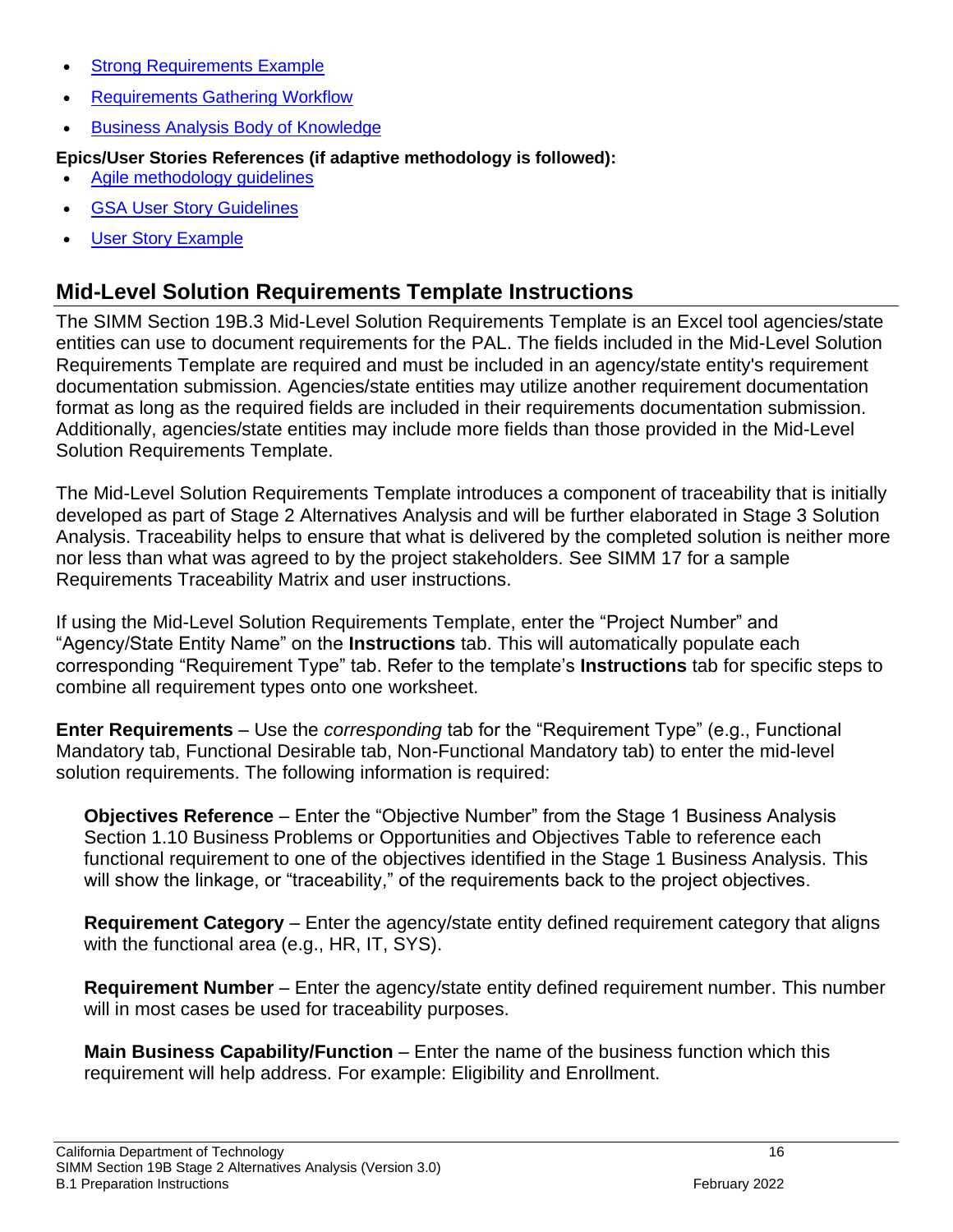- Strong Requirements Example
- Requirements Gathering Workflow
- Business Analysis Body of Knowledge

**Epics/User Stories References (if adaptive methodology is followed):**

- Agile methodology guidelines
- GSA User Story Guidelines
- User Story Example

## Mid-Level Solution Requirements Template Instructions

The SIMM Section 19B.3 Mid-Level Solution Requirements Template is an Excel tool agencies/state entities can use to document requirements for the PAL. The fields included in the Mid-Level Solution Requirements Template are required and must be included in an agency/state entity's requirement documentation submission. Agencies/state entities may utilize another requirement documentation format as long as the required fields are included in their requirements documentation submission. Additionally, agencies/state entities may include more fields than those provided in the Mid-Level Solution Requirements Template.

The Mid-Level Solution Requirements Template introduces a component of traceability that is initially developed as part of Stage 2 Alternatives Analysis and will be further elaborated in Stage 3 Solution Analysis. Traceability helps to ensure that what is delivered by the completed solution is neither more nor less than what was agreed to by the project stakeholders. See SIMM 17 for a sample Requirements Traceability Matrix and user instructions.

If using the Mid-Level Solution Requirements Template, enter the "Project Number" and "Agency/State Entity Name" on the **Instructions** tab. This will automatically populate each corresponding "Requirement Type" tab. Refer to the template's **Instructions** tab for specific steps to combine all requirement types onto one worksheet.

**Enter Requirements** – Use the *corresponding* tab for the "Requirement Type" (e.g., Functional Mandatory tab, Functional Desirable tab, Non-Functional Mandatory tab) to enter the mid-level solution requirements. The following information is required:

**Objectives Reference** – Enter the "Objective Number" from the Stage 1 Business Analysis Section 1.10 Business Problems or Opportunities and Objectives Table to reference each functional requirement to one of the objectives identified in the Stage 1 Business Analysis. This will show the linkage, or "traceability," of the requirements back to the project objectives.

**Requirement Category** – Enter the agency/state entity defined requirement category that aligns with the functional area (e.g., HR, IT, SYS).

**Requirement Number** – Enter the agency/state entity defined requirement number. This number will in most cases be used for traceability purposes.

**Main Business Capability/Function** – Enter the name of the business function which this requirement will help address. For example: Eligibility and Enrollment.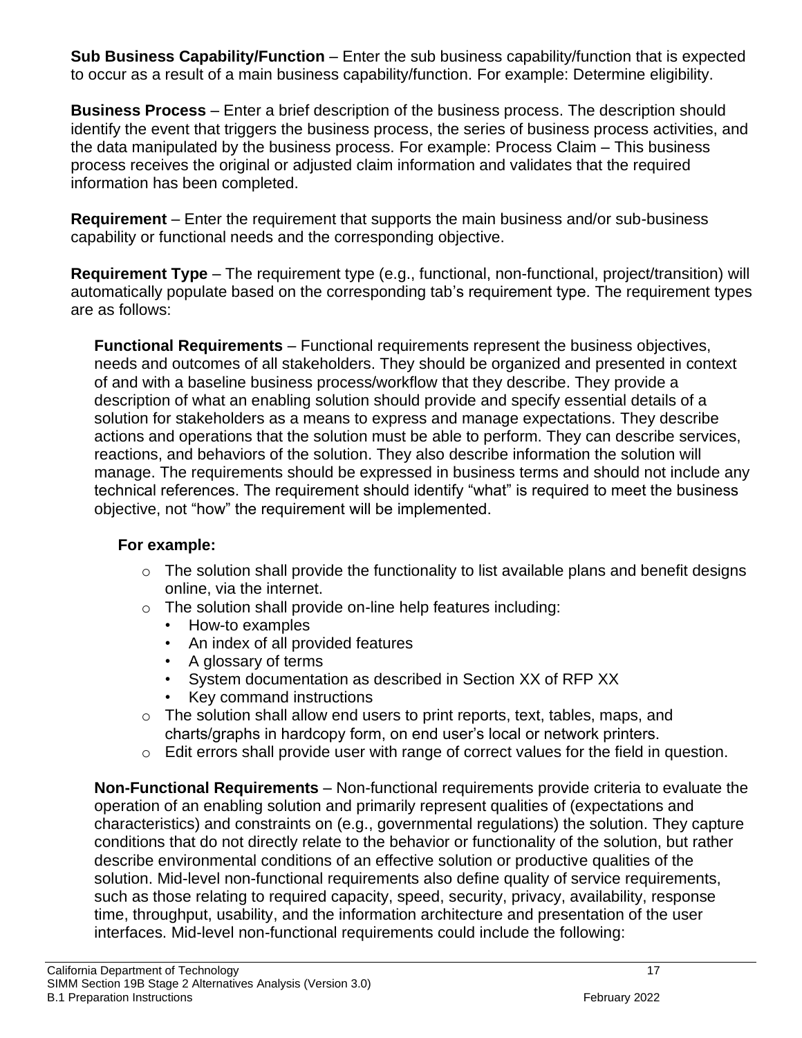**Sub Business Capability/Function** – Enter the sub business capability/function that is expected to occur as a result of a main business capability/function. For example: Determine eligibility.

**Business Process** – Enter a brief description of the business process. The description should identify the event that triggers the business process, the series of business process activities, and the data manipulated by the business process. For example: Process Claim – This business process receives the original or adjusted claim information and validates that the required information has been completed.

**Requirement** – Enter the requirement that supports the main business and/or sub-business capability or functional needs and the corresponding objective.

**Requirement Type** – The requirement type (e.g., functional, non-functional, project/transition) will automatically populate based on the corresponding tab's requirement type. The requirement types are as follows:

**Functional Requirements** – Functional requirements represent the business objectives, needs and outcomes of all stakeholders. They should be organized and presented in context of and with a baseline business process/workflow that they describe. They provide a description of what an enabling solution should provide and specify essential details of a solution for stakeholders as a means to express and manage expectations. They describe actions and operations that the solution must be able to perform. They can describe services, reactions, and behaviors of the solution. They also describe information the solution will manage. The requirements should be expressed in business terms and should not include any technical references. The requirement should identify "what" is required to meet the business objective, not "how" the requirement will be implemented.

**For example:**

- The solution shall provide the functionality to list available plans and benefit designs online, via the internet.
- The solution shall provide on-line help features including:
  - How-to examples
  - An index of all provided features
  - A glossary of terms
  - System documentation as described in Section XX of RFP XX
  - Key command instructions
- The solution shall allow end users to print reports, text, tables, maps, and charts/graphs in hardcopy form, on end user's local or network printers.
- Edit errors shall provide user with range of correct values for the field in question.

**Non-Functional Requirements** – Non-functional requirements provide criteria to evaluate the operation of an enabling solution and primarily represent qualities of (expectations and characteristics) and constraints on (e.g., governmental regulations) the solution. They capture conditions that do not directly relate to the behavior or functionality of the solution, but rather describe environmental conditions of an effective solution or productive qualities of the solution. Mid-level non-functional requirements also define quality of service requirements, such as those relating to required capacity, speed, security, privacy, availability, response time, throughput, usability, and the information architecture and presentation of the user interfaces. Mid-level non-functional requirements could include the following: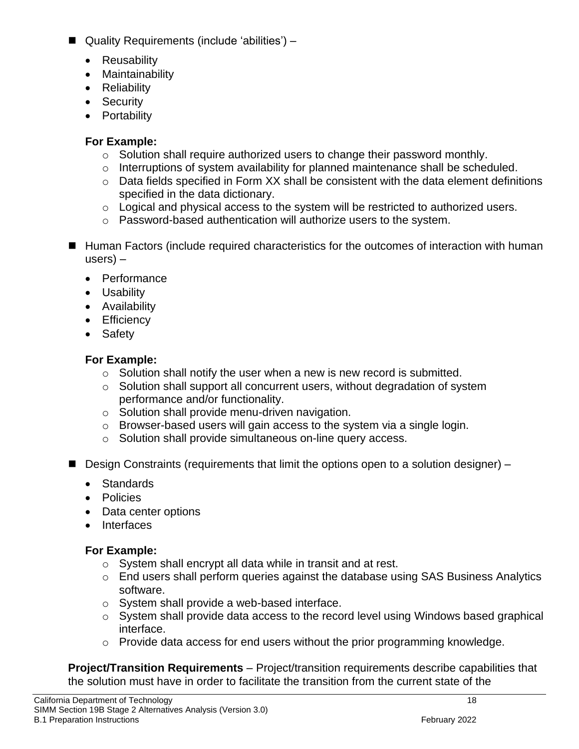- Quality Requirements (include 'abilities') –
  - Reusability
  - Maintainability
  - Reliability
  - Security
  - Portability

  **For Example:**
    - Solution shall require authorized users to change their password monthly.
    - Interruptions of system availability for planned maintenance shall be scheduled.
    - Data fields specified in Form XX shall be consistent with the data element definitions specified in the data dictionary.
    - Logical and physical access to the system will be restricted to authorized users.
    - Password-based authentication will authorize users to the system.

- Human Factors (include required characteristics for the outcomes of interaction with human users) –
  - Performance
  - Usability
  - Availability
  - Efficiency
  - Safety

  **For Example:**
    - Solution shall notify the user when a new is new record is submitted.
    - Solution shall support all concurrent users, without degradation of system performance and/or functionality.
    - Solution shall provide menu-driven navigation.
    - Browser-based users will gain access to the system via a single login.
    - Solution shall provide simultaneous on-line query access.

- Design Constraints (requirements that limit the options open to a solution designer) –
  - Standards
  - Policies
  - Data center options
  - Interfaces

  **For Example:**
    - System shall encrypt all data while in transit and at rest.
    - End users shall perform queries against the database using SAS Business Analytics software.
    - System shall provide a web-based interface.
    - System shall provide data access to the record level using Windows based graphical interface.
    - Provide data access for end users without the prior programming knowledge.

**Project/Transition Requirements** – Project/transition requirements describe capabilities that the solution must have in order to facilitate the transition from the current state of the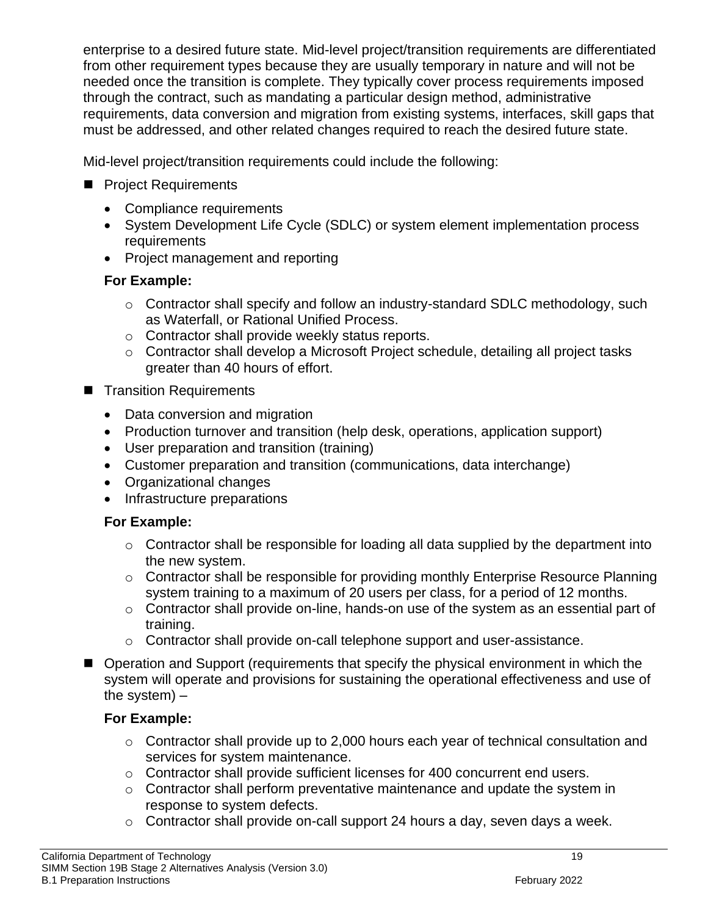enterprise to a desired future state. Mid-level project/transition requirements are differentiated from other requirement types because they are usually temporary in nature and will not be needed once the transition is complete. They typically cover process requirements imposed through the contract, such as mandating a particular design method, administrative requirements, data conversion and migration from existing systems, interfaces, skill gaps that must be addressed, and other related changes required to reach the desired future state.

Mid-level project/transition requirements could include the following:

- Project Requirements
  - Compliance requirements
  - System Development Life Cycle (SDLC) or system element implementation process requirements
  - Project management and reporting

  **For Example:**

  - Contractor shall specify and follow an industry-standard SDLC methodology, such as Waterfall, or Rational Unified Process.
  - Contractor shall provide weekly status reports.
  - Contractor shall develop a Microsoft Project schedule, detailing all project tasks greater than 40 hours of effort.

- Transition Requirements
  - Data conversion and migration
  - Production turnover and transition (help desk, operations, application support)
  - User preparation and transition (training)
  - Customer preparation and transition (communications, data interchange)
  - Organizational changes
  - Infrastructure preparations

  **For Example:**

  - Contractor shall be responsible for loading all data supplied by the department into the new system.
  - Contractor shall be responsible for providing monthly Enterprise Resource Planning system training to a maximum of 20 users per class, for a period of 12 months.
  - Contractor shall provide on-line, hands-on use of the system as an essential part of training.
  - Contractor shall provide on-call telephone support and user-assistance.

- Operation and Support (requirements that specify the physical environment in which the system will operate and provisions for sustaining the operational effectiveness and use of the system) –

  **For Example:**

  - Contractor shall provide up to 2,000 hours each year of technical consultation and services for system maintenance.
  - Contractor shall provide sufficient licenses for 400 concurrent end users.
  - Contractor shall perform preventative maintenance and update the system in response to system defects.
  - Contractor shall provide on-call support 24 hours a day, seven days a week.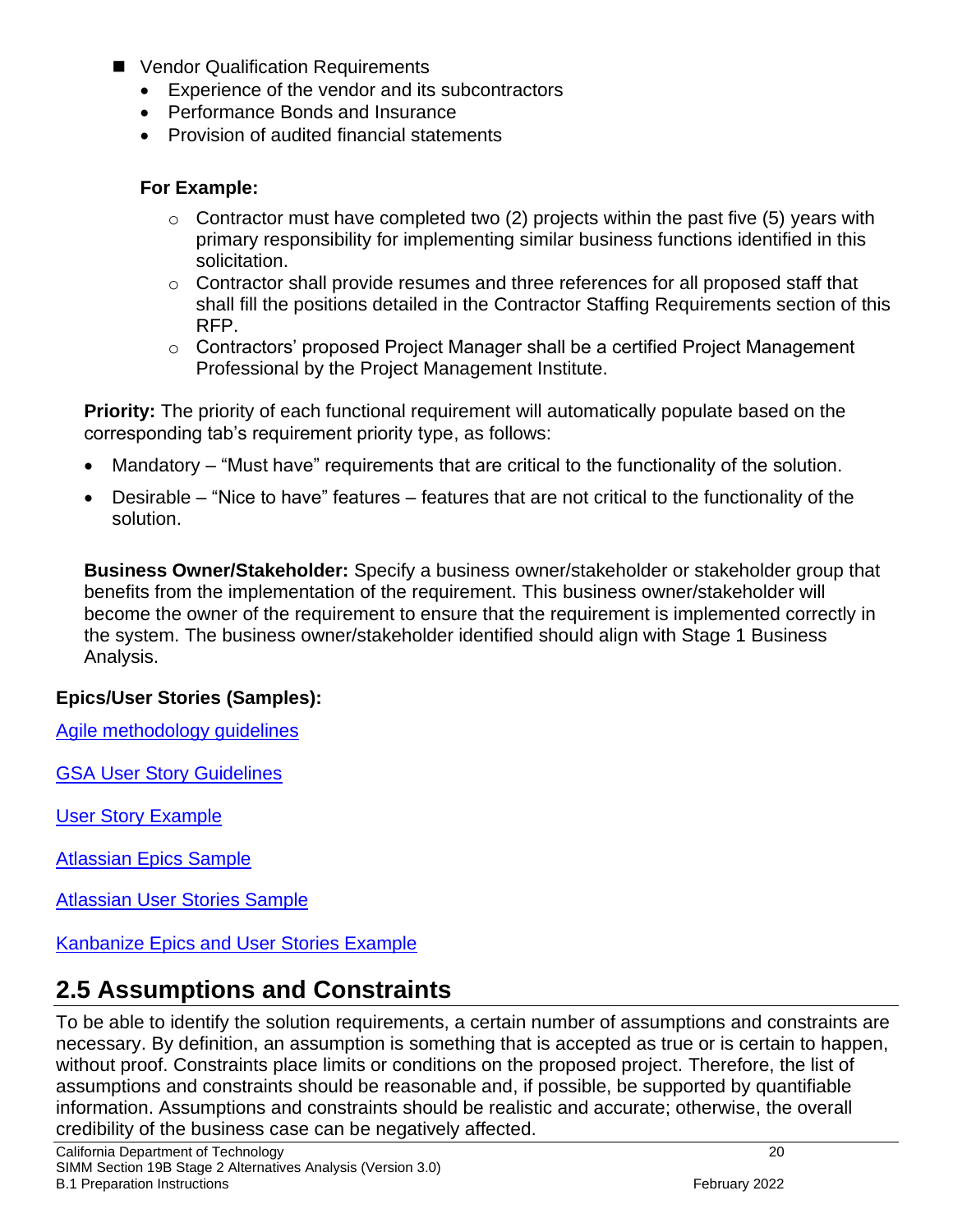- Vendor Qualification Requirements
  - Experience of the vendor and its subcontractors
  - Performance Bonds and Insurance
  - Provision of audited financial statements

  **For Example:**

  - Contractor must have completed two (2) projects within the past five (5) years with primary responsibility for implementing similar business functions identified in this solicitation.
  - Contractor shall provide resumes and three references for all proposed staff that shall fill the positions detailed in the Contractor Staffing Requirements section of this RFP.
  - Contractors' proposed Project Manager shall be a certified Project Management Professional by the Project Management Institute.

**Priority:** The priority of each functional requirement will automatically populate based on the corresponding tab's requirement priority type, as follows:

- Mandatory – "Must have" requirements that are critical to the functionality of the solution.
- Desirable – "Nice to have" features – features that are not critical to the functionality of the solution.

**Business Owner/Stakeholder:** Specify a business owner/stakeholder or stakeholder group that benefits from the implementation of the requirement. This business owner/stakeholder will become the owner of the requirement to ensure that the requirement is implemented correctly in the system. The business owner/stakeholder identified should align with Stage 1 Business Analysis.

**Epics/User Stories (Samples):**

Agile methodology guidelines

GSA User Story Guidelines

User Story Example

Atlassian Epics Sample

Atlassian User Stories Sample

Kanbanize Epics and User Stories Example

## 2.5 Assumptions and Constraints

To be able to identify the solution requirements, a certain number of assumptions and constraints are necessary. By definition, an assumption is something that is accepted as true or is certain to happen, without proof. Constraints place limits or conditions on the proposed project. Therefore, the list of assumptions and constraints should be reasonable and, if possible, be supported by quantifiable information. Assumptions and constraints should be realistic and accurate; otherwise, the overall credibility of the business case can be negatively affected.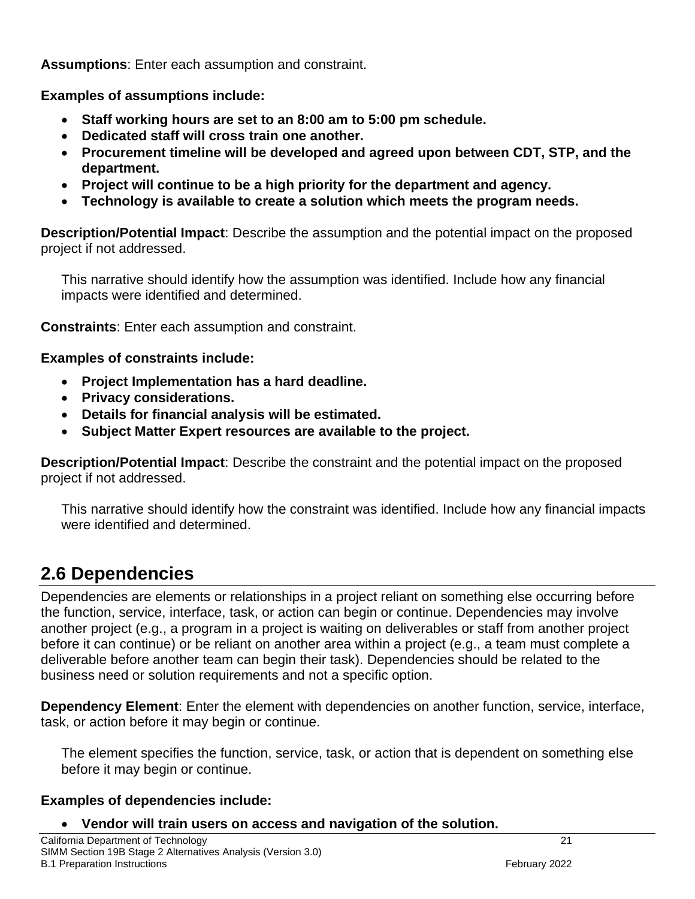**Assumptions**: Enter each assumption and constraint.

**Examples of assumptions include:**

- **Staff working hours are set to an 8:00 am to 5:00 pm schedule.**
- **Dedicated staff will cross train one another.**
- **Procurement timeline will be developed and agreed upon between CDT, STP, and the department.**
- **Project will continue to be a high priority for the department and agency.**
- **Technology is available to create a solution which meets the program needs.**

**Description/Potential Impact**: Describe the assumption and the potential impact on the proposed project if not addressed.

This narrative should identify how the assumption was identified. Include how any financial impacts were identified and determined.

**Constraints**: Enter each assumption and constraint.

**Examples of constraints include:**

- **Project Implementation has a hard deadline.**
- **Privacy considerations.**
- **Details for financial analysis will be estimated.**
- **Subject Matter Expert resources are available to the project.**

**Description/Potential Impact**: Describe the constraint and the potential impact on the proposed project if not addressed.

This narrative should identify how the constraint was identified. Include how any financial impacts were identified and determined.

## 2.6 Dependencies

Dependencies are elements or relationships in a project reliant on something else occurring before the function, service, interface, task, or action can begin or continue. Dependencies may involve another project (e.g., a program in a project is waiting on deliverables or staff from another project before it can continue) or be reliant on another area within a project (e.g., a team must complete a deliverable before another team can begin their task). Dependencies should be related to the business need or solution requirements and not a specific option.

**Dependency Element**: Enter the element with dependencies on another function, service, interface, task, or action before it may begin or continue.

The element specifies the function, service, task, or action that is dependent on something else before it may begin or continue.

**Examples of dependencies include:**

- **Vendor will train users on access and navigation of the solution.**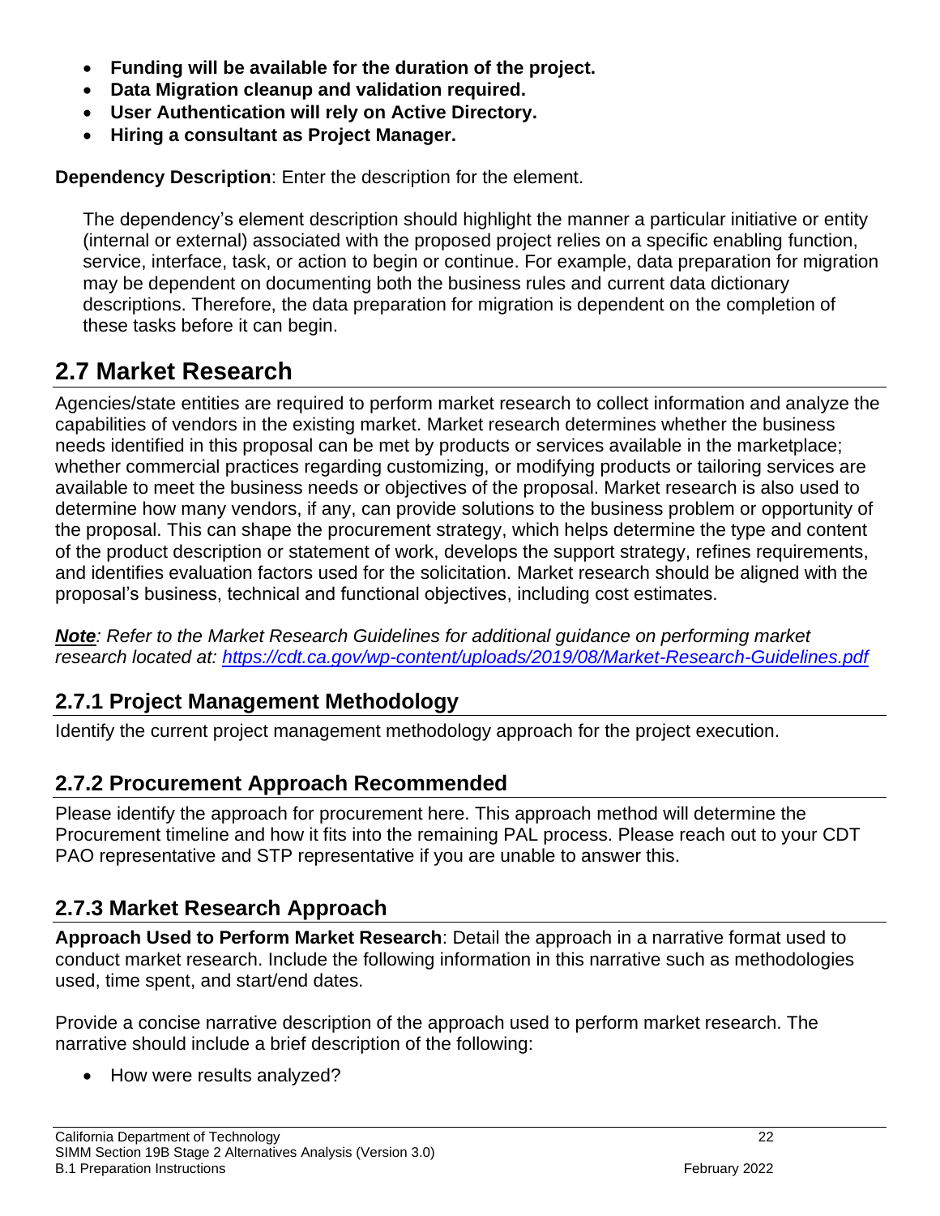- **Funding will be available for the duration of the project.**
- **Data Migration cleanup and validation required.**
- **User Authentication will rely on Active Directory.**
- **Hiring a consultant as Project Manager.**

**Dependency Description**: Enter the description for the element.

The dependency's element description should highlight the manner a particular initiative or entity (internal or external) associated with the proposed project relies on a specific enabling function, service, interface, task, or action to begin or continue. For example, data preparation for migration may be dependent on documenting both the business rules and current data dictionary descriptions. Therefore, the data preparation for migration is dependent on the completion of these tasks before it can begin.

## 2.7 Market Research

Agencies/state entities are required to perform market research to collect information and analyze the capabilities of vendors in the existing market. Market research determines whether the business needs identified in this proposal can be met by products or services available in the marketplace; whether commercial practices regarding customizing, or modifying products or tailoring services are available to meet the business needs or objectives of the proposal. Market research is also used to determine how many vendors, if any, can provide solutions to the business problem or opportunity of the proposal. This can shape the procurement strategy, which helps determine the type and content of the product description or statement of work, develops the support strategy, refines requirements, and identifies evaluation factors used for the solicitation. Market research should be aligned with the proposal's business, technical and functional objectives, including cost estimates.

***Note****: Refer to the Market Research Guidelines for additional guidance on performing market research located at: https://cdt.ca.gov/wp-content/uploads/2019/08/Market-Research-Guidelines.pdf*

### 2.7.1 Project Management Methodology

Identify the current project management methodology approach for the project execution.

### 2.7.2 Procurement Approach Recommended

Please identify the approach for procurement here. This approach method will determine the Procurement timeline and how it fits into the remaining PAL process. Please reach out to your CDT PAO representative and STP representative if you are unable to answer this.

### 2.7.3 Market Research Approach

**Approach Used to Perform Market Research**: Detail the approach in a narrative format used to conduct market research. Include the following information in this narrative such as methodologies used, time spent, and start/end dates.

Provide a concise narrative description of the approach used to perform market research. The narrative should include a brief description of the following:

- How were results analyzed?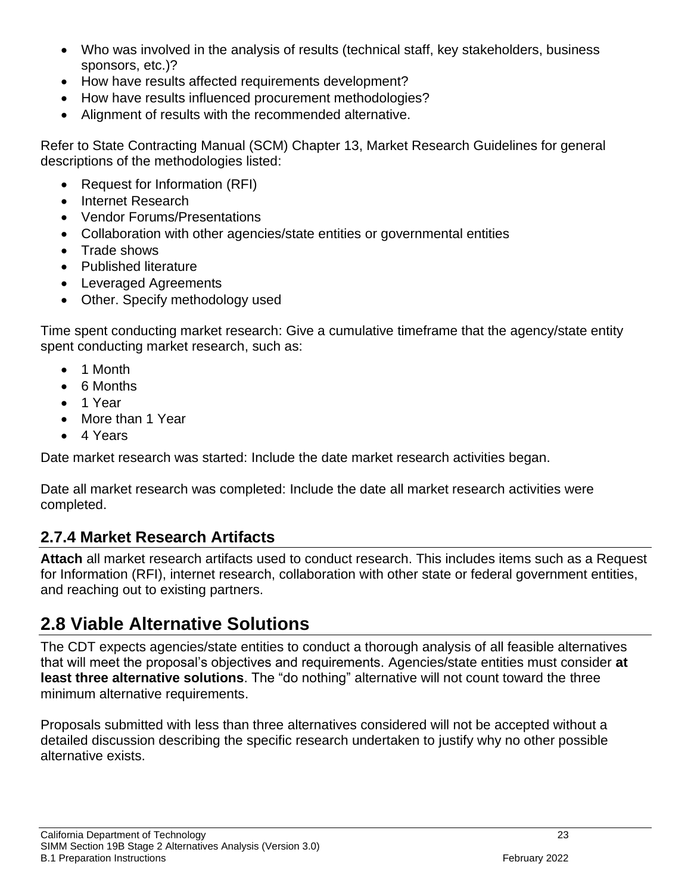- Who was involved in the analysis of results (technical staff, key stakeholders, business sponsors, etc.)?
- How have results affected requirements development?
- How have results influenced procurement methodologies?
- Alignment of results with the recommended alternative.

Refer to State Contracting Manual (SCM) Chapter 13, Market Research Guidelines for general descriptions of the methodologies listed:

- Request for Information (RFI)
- Internet Research
- Vendor Forums/Presentations
- Collaboration with other agencies/state entities or governmental entities
- Trade shows
- Published literature
- Leveraged Agreements
- Other. Specify methodology used

Time spent conducting market research: Give a cumulative timeframe that the agency/state entity spent conducting market research, such as:

- 1 Month
- 6 Months
- 1 Year
- More than 1 Year
- 4 Years

Date market research was started: Include the date market research activities began.

Date all market research was completed: Include the date all market research activities were completed.

### 2.7.4 Market Research Artifacts

**Attach** all market research artifacts used to conduct research. This includes items such as a Request for Information (RFI), internet research, collaboration with other state or federal government entities, and reaching out to existing partners.

## 2.8 Viable Alternative Solutions

The CDT expects agencies/state entities to conduct a thorough analysis of all feasible alternatives that will meet the proposal's objectives and requirements. Agencies/state entities must consider **at least three alternative solutions**. The "do nothing" alternative will not count toward the three minimum alternative requirements.

Proposals submitted with less than three alternatives considered will not be accepted without a detailed discussion describing the specific research undertaken to justify why no other possible alternative exists.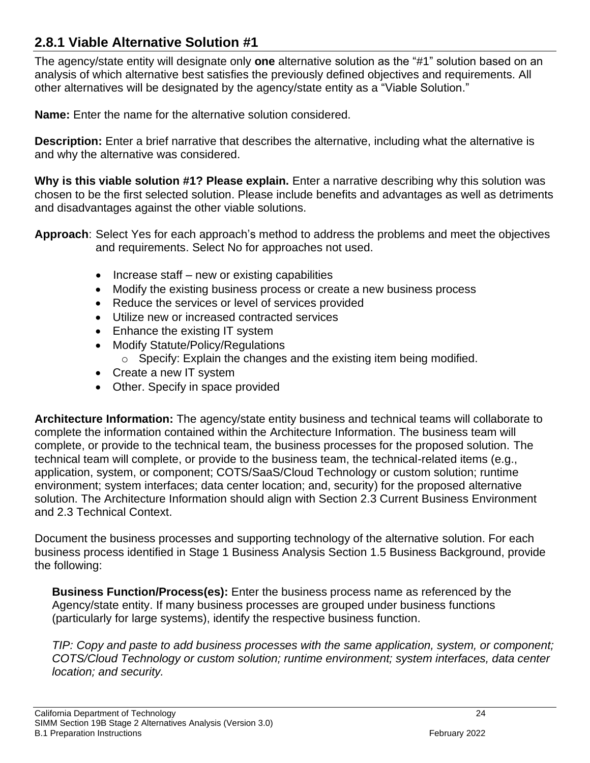## 2.8.1 Viable Alternative Solution #1

The agency/state entity will designate only **one** alternative solution as the "#1" solution based on an analysis of which alternative best satisfies the previously defined objectives and requirements. All other alternatives will be designated by the agency/state entity as a "Viable Solution."

**Name:** Enter the name for the alternative solution considered.

**Description:** Enter a brief narrative that describes the alternative, including what the alternative is and why the alternative was considered.

**Why is this viable solution #1? Please explain.** Enter a narrative describing why this solution was chosen to be the first selected solution. Please include benefits and advantages as well as detriments and disadvantages against the other viable solutions.

**Approach**: Select Yes for each approach's method to address the problems and meet the objectives and requirements. Select No for approaches not used.

- Increase staff – new or existing capabilities
- Modify the existing business process or create a new business process
- Reduce the services or level of services provided
- Utilize new or increased contracted services
- Enhance the existing IT system
- Modify Statute/Policy/Regulations
  - Specify: Explain the changes and the existing item being modified.
- Create a new IT system
- Other. Specify in space provided

**Architecture Information:** The agency/state entity business and technical teams will collaborate to complete the information contained within the Architecture Information. The business team will complete, or provide to the technical team, the business processes for the proposed solution. The technical team will complete, or provide to the business team, the technical-related items (e.g., application, system, or component; COTS/SaaS/Cloud Technology or custom solution; runtime environment; system interfaces; data center location; and, security) for the proposed alternative solution. The Architecture Information should align with Section 2.3 Current Business Environment and 2.3 Technical Context.

Document the business processes and supporting technology of the alternative solution. For each business process identified in Stage 1 Business Analysis Section 1.5 Business Background, provide the following:

**Business Function/Process(es):** Enter the business process name as referenced by the Agency/state entity. If many business processes are grouped under business functions (particularly for large systems), identify the respective business function.

*TIP: Copy and paste to add business processes with the same application, system, or component; COTS/Cloud Technology or custom solution; runtime environment; system interfaces, data center location; and security.*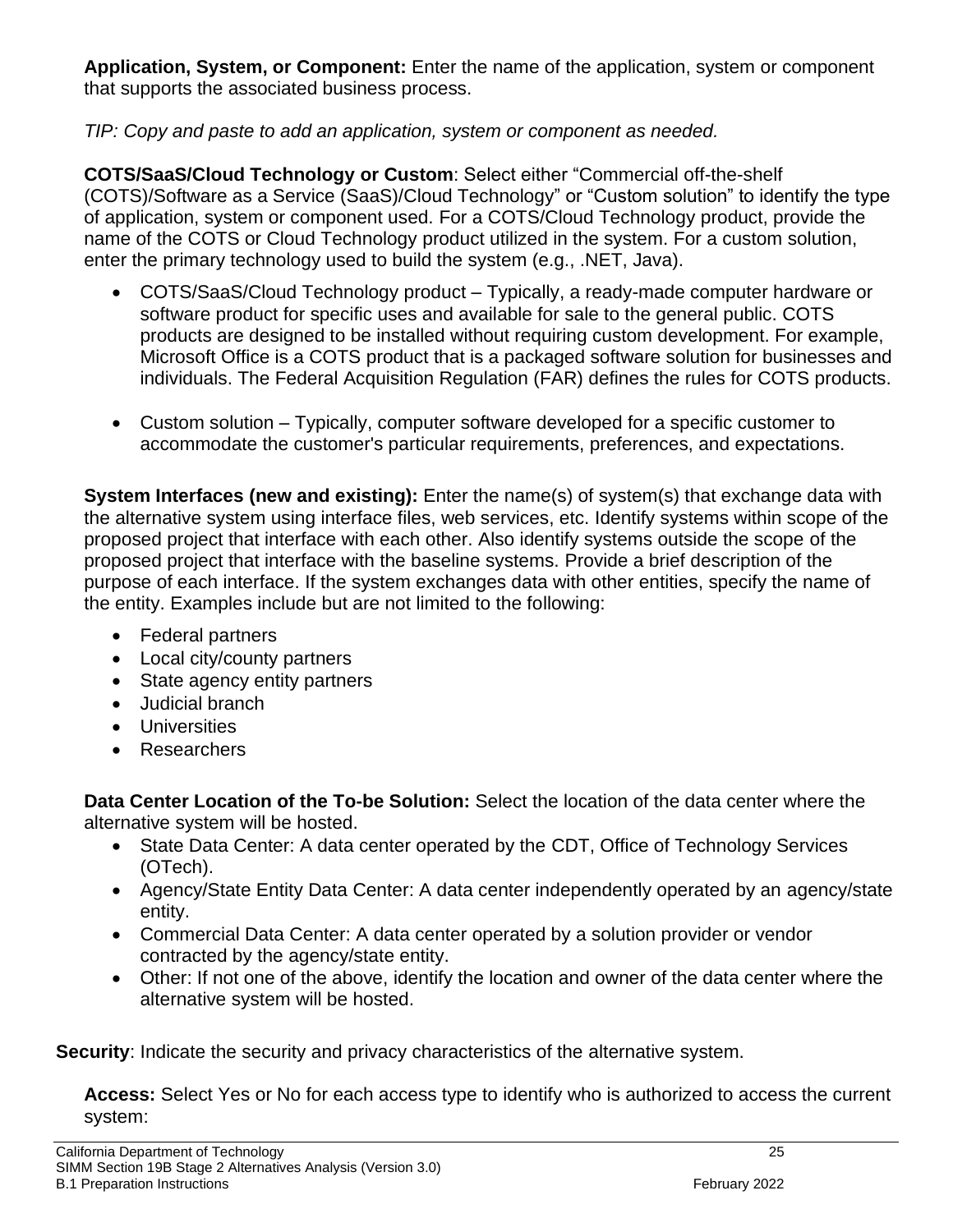**Application, System, or Component:** Enter the name of the application, system or component that supports the associated business process.

*TIP: Copy and paste to add an application, system or component as needed.*

**COTS/SaaS/Cloud Technology or Custom**: Select either "Commercial off-the-shelf (COTS)/Software as a Service (SaaS)/Cloud Technology" or "Custom solution" to identify the type of application, system or component used. For a COTS/Cloud Technology product, provide the name of the COTS or Cloud Technology product utilized in the system. For a custom solution, enter the primary technology used to build the system (e.g., .NET, Java).

- COTS/SaaS/Cloud Technology product – Typically, a ready-made computer hardware or software product for specific uses and available for sale to the general public. COTS products are designed to be installed without requiring custom development. For example, Microsoft Office is a COTS product that is a packaged software solution for businesses and individuals. The Federal Acquisition Regulation (FAR) defines the rules for COTS products.

- Custom solution – Typically, computer software developed for a specific customer to accommodate the customer's particular requirements, preferences, and expectations.

**System Interfaces (new and existing):** Enter the name(s) of system(s) that exchange data with the alternative system using interface files, web services, etc. Identify systems within scope of the proposed project that interface with each other. Also identify systems outside the scope of the proposed project that interface with the baseline systems. Provide a brief description of the purpose of each interface. If the system exchanges data with other entities, specify the name of the entity. Examples include but are not limited to the following:

- Federal partners
- Local city/county partners
- State agency entity partners
- Judicial branch
- Universities
- Researchers

**Data Center Location of the To-be Solution:** Select the location of the data center where the alternative system will be hosted.

- State Data Center: A data center operated by the CDT, Office of Technology Services (OTech).
- Agency/State Entity Data Center: A data center independently operated by an agency/state entity.
- Commercial Data Center: A data center operated by a solution provider or vendor contracted by the agency/state entity.
- Other: If not one of the above, identify the location and owner of the data center where the alternative system will be hosted.

**Security**: Indicate the security and privacy characteristics of the alternative system.

**Access:** Select Yes or No for each access type to identify who is authorized to access the current system: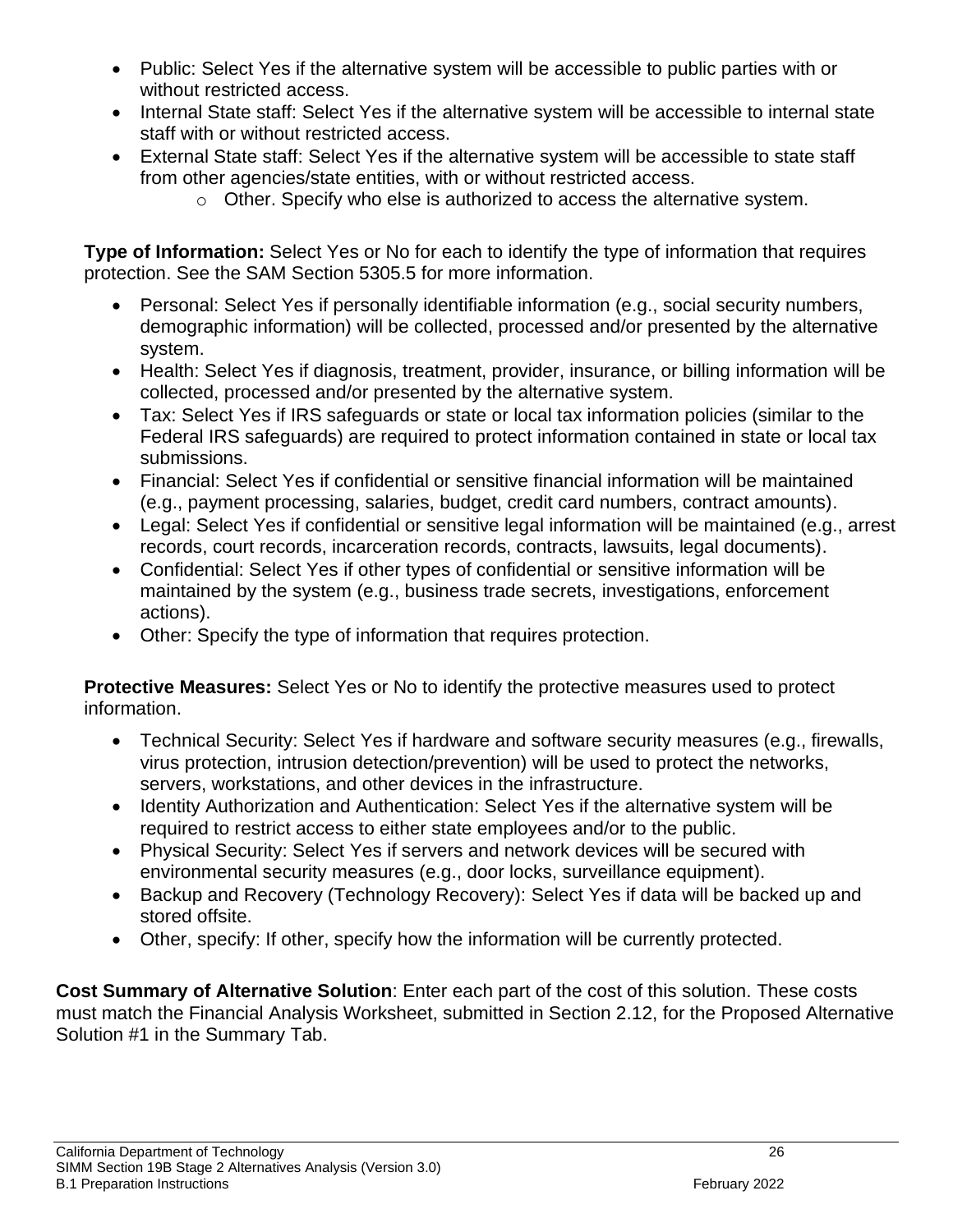- Public: Select Yes if the alternative system will be accessible to public parties with or without restricted access.
- Internal State staff: Select Yes if the alternative system will be accessible to internal state staff with or without restricted access.
- External State staff: Select Yes if the alternative system will be accessible to state staff from other agencies/state entities, with or without restricted access.
    - Other. Specify who else is authorized to access the alternative system.

**Type of Information:** Select Yes or No for each to identify the type of information that requires protection. See the SAM Section 5305.5 for more information.

- Personal: Select Yes if personally identifiable information (e.g., social security numbers, demographic information) will be collected, processed and/or presented by the alternative system.
- Health: Select Yes if diagnosis, treatment, provider, insurance, or billing information will be collected, processed and/or presented by the alternative system.
- Tax: Select Yes if IRS safeguards or state or local tax information policies (similar to the Federal IRS safeguards) are required to protect information contained in state or local tax submissions.
- Financial: Select Yes if confidential or sensitive financial information will be maintained (e.g., payment processing, salaries, budget, credit card numbers, contract amounts).
- Legal: Select Yes if confidential or sensitive legal information will be maintained (e.g., arrest records, court records, incarceration records, contracts, lawsuits, legal documents).
- Confidential: Select Yes if other types of confidential or sensitive information will be maintained by the system (e.g., business trade secrets, investigations, enforcement actions).
- Other: Specify the type of information that requires protection.

**Protective Measures:** Select Yes or No to identify the protective measures used to protect information.

- Technical Security: Select Yes if hardware and software security measures (e.g., firewalls, virus protection, intrusion detection/prevention) will be used to protect the networks, servers, workstations, and other devices in the infrastructure.
- Identity Authorization and Authentication: Select Yes if the alternative system will be required to restrict access to either state employees and/or to the public.
- Physical Security: Select Yes if servers and network devices will be secured with environmental security measures (e.g., door locks, surveillance equipment).
- Backup and Recovery (Technology Recovery): Select Yes if data will be backed up and stored offsite.
- Other, specify: If other, specify how the information will be currently protected.

**Cost Summary of Alternative Solution**: Enter each part of the cost of this solution. These costs must match the Financial Analysis Worksheet, submitted in Section 2.12, for the Proposed Alternative Solution #1 in the Summary Tab.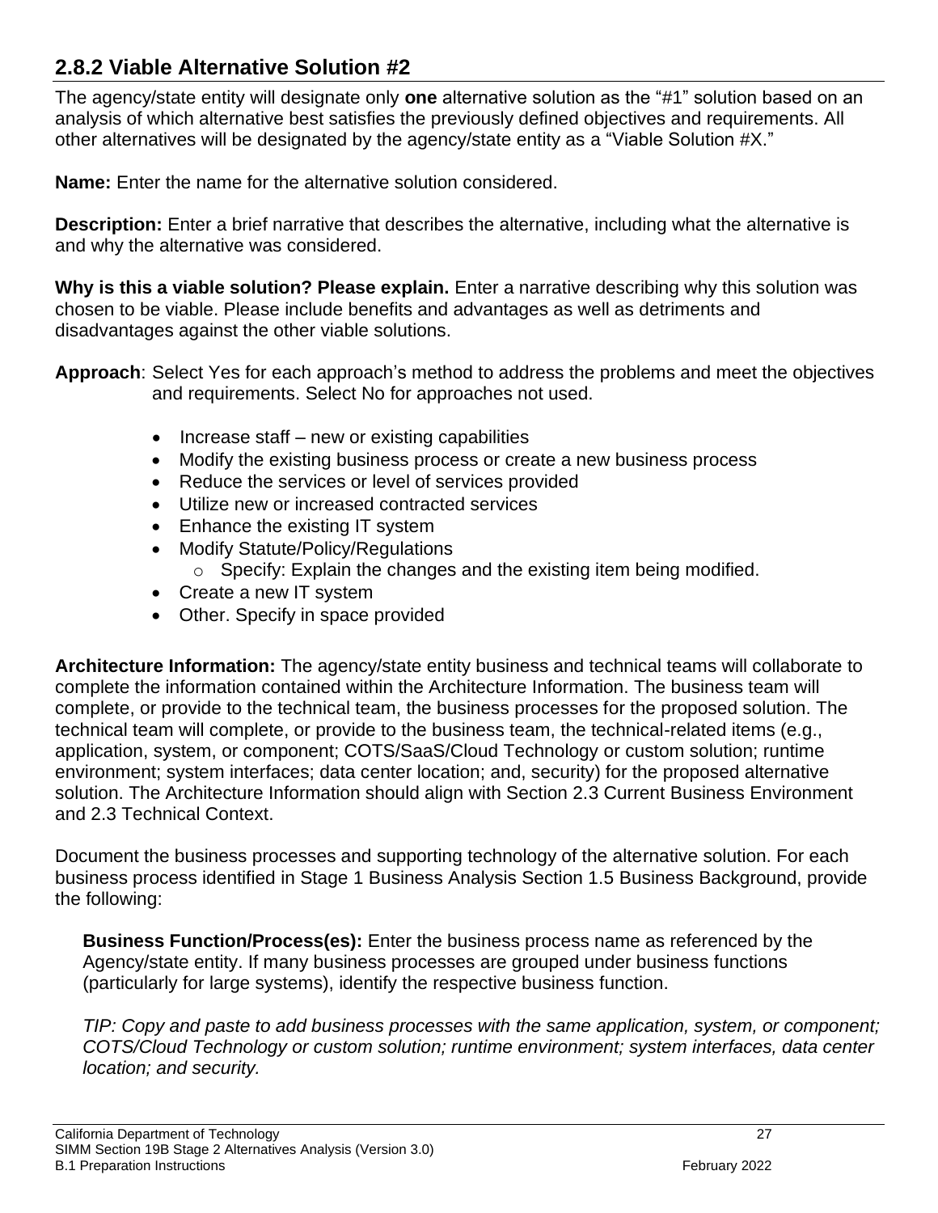## 2.8.2 Viable Alternative Solution #2

The agency/state entity will designate only **one** alternative solution as the "#1" solution based on an analysis of which alternative best satisfies the previously defined objectives and requirements. All other alternatives will be designated by the agency/state entity as a "Viable Solution #X."

**Name:** Enter the name for the alternative solution considered.

**Description:** Enter a brief narrative that describes the alternative, including what the alternative is and why the alternative was considered.

**Why is this a viable solution? Please explain.** Enter a narrative describing why this solution was chosen to be viable. Please include benefits and advantages as well as detriments and disadvantages against the other viable solutions.

**Approach**: Select Yes for each approach's method to address the problems and meet the objectives and requirements. Select No for approaches not used.

- Increase staff – new or existing capabilities
- Modify the existing business process or create a new business process
- Reduce the services or level of services provided
- Utilize new or increased contracted services
- Enhance the existing IT system
- Modify Statute/Policy/Regulations
  - Specify: Explain the changes and the existing item being modified.
- Create a new IT system
- Other. Specify in space provided

**Architecture Information:** The agency/state entity business and technical teams will collaborate to complete the information contained within the Architecture Information. The business team will complete, or provide to the technical team, the business processes for the proposed solution. The technical team will complete, or provide to the business team, the technical-related items (e.g., application, system, or component; COTS/SaaS/Cloud Technology or custom solution; runtime environment; system interfaces; data center location; and, security) for the proposed alternative solution. The Architecture Information should align with Section 2.3 Current Business Environment and 2.3 Technical Context.

Document the business processes and supporting technology of the alternative solution. For each business process identified in Stage 1 Business Analysis Section 1.5 Business Background, provide the following:

**Business Function/Process(es):** Enter the business process name as referenced by the Agency/state entity. If many business processes are grouped under business functions (particularly for large systems), identify the respective business function.

*TIP: Copy and paste to add business processes with the same application, system, or component; COTS/Cloud Technology or custom solution; runtime environment; system interfaces, data center location; and security.*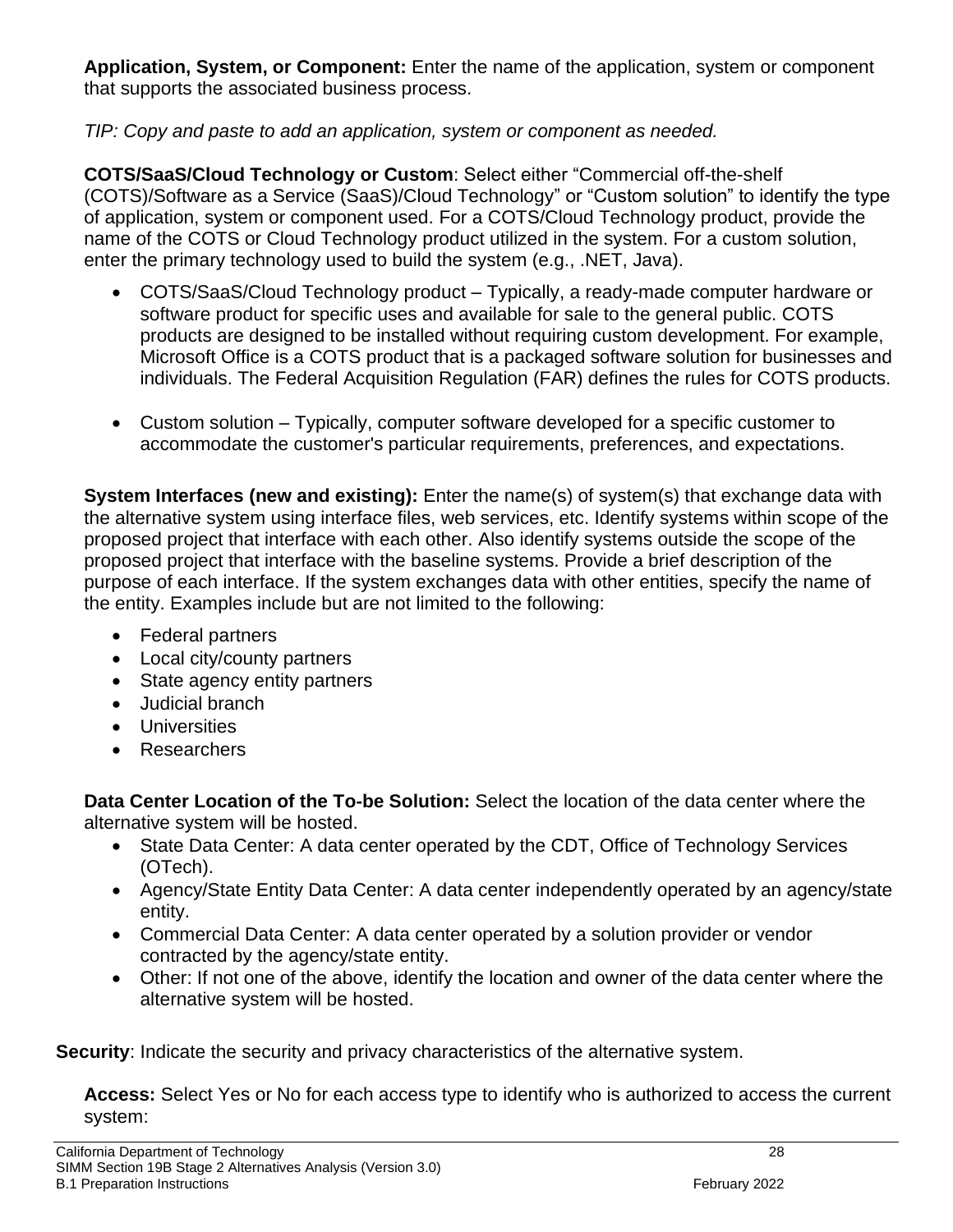**Application, System, or Component:** Enter the name of the application, system or component that supports the associated business process.

*TIP: Copy and paste to add an application, system or component as needed.*

**COTS/SaaS/Cloud Technology or Custom**: Select either "Commercial off-the-shelf (COTS)/Software as a Service (SaaS)/Cloud Technology" or "Custom solution" to identify the type of application, system or component used. For a COTS/Cloud Technology product, provide the name of the COTS or Cloud Technology product utilized in the system. For a custom solution, enter the primary technology used to build the system (e.g., .NET, Java).

- COTS/SaaS/Cloud Technology product – Typically, a ready-made computer hardware or software product for specific uses and available for sale to the general public. COTS products are designed to be installed without requiring custom development. For example, Microsoft Office is a COTS product that is a packaged software solution for businesses and individuals. The Federal Acquisition Regulation (FAR) defines the rules for COTS products.

- Custom solution – Typically, computer software developed for a specific customer to accommodate the customer's particular requirements, preferences, and expectations.

**System Interfaces (new and existing):** Enter the name(s) of system(s) that exchange data with the alternative system using interface files, web services, etc. Identify systems within scope of the proposed project that interface with each other. Also identify systems outside the scope of the proposed project that interface with the baseline systems. Provide a brief description of the purpose of each interface. If the system exchanges data with other entities, specify the name of the entity. Examples include but are not limited to the following:

- Federal partners
- Local city/county partners
- State agency entity partners
- Judicial branch
- Universities
- Researchers

**Data Center Location of the To-be Solution:** Select the location of the data center where the alternative system will be hosted.

- State Data Center: A data center operated by the CDT, Office of Technology Services (OTech).
- Agency/State Entity Data Center: A data center independently operated by an agency/state entity.
- Commercial Data Center: A data center operated by a solution provider or vendor contracted by the agency/state entity.
- Other: If not one of the above, identify the location and owner of the data center where the alternative system will be hosted.

**Security**: Indicate the security and privacy characteristics of the alternative system.

**Access:** Select Yes or No for each access type to identify who is authorized to access the current system: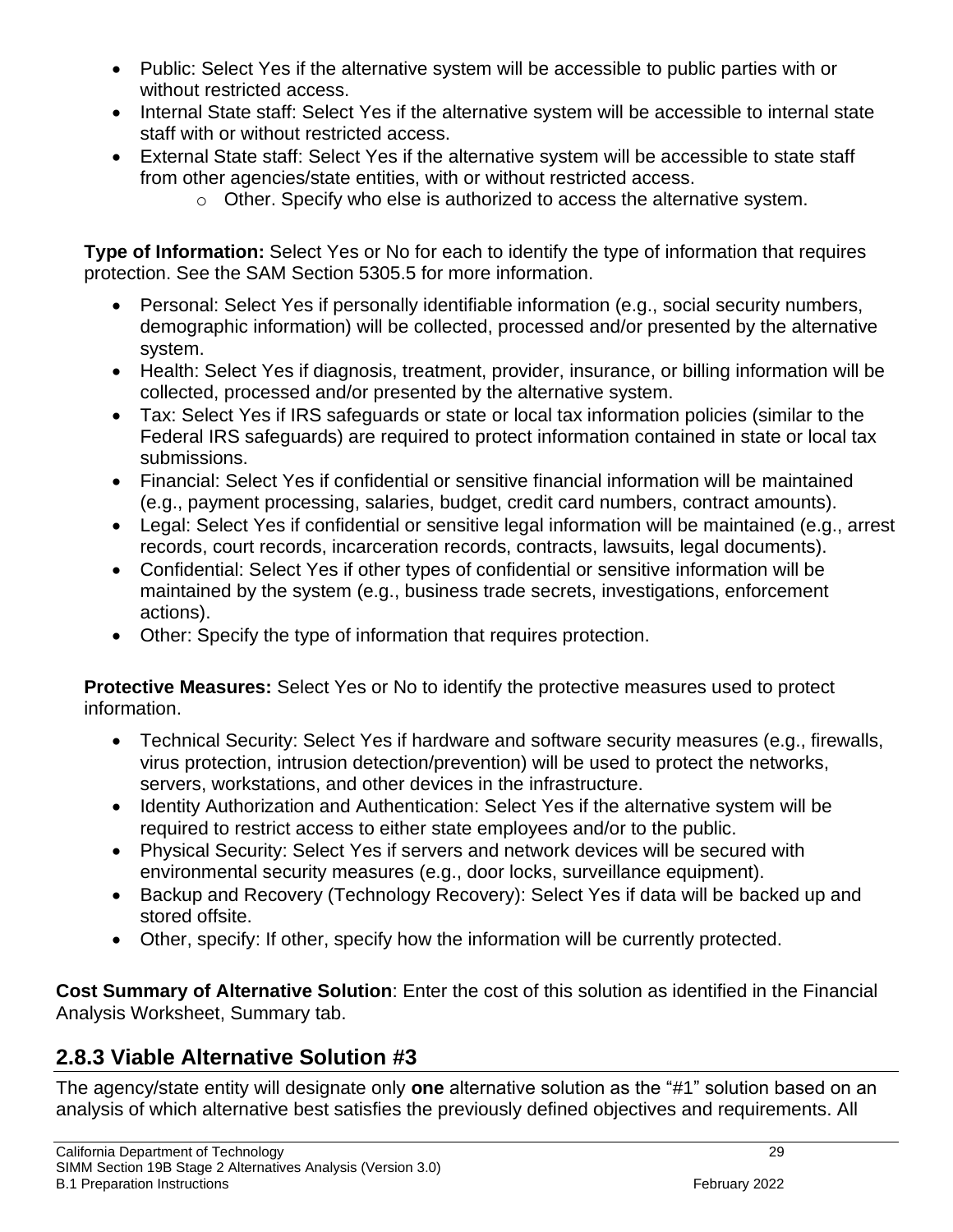- Public: Select Yes if the alternative system will be accessible to public parties with or without restricted access.
- Internal State staff: Select Yes if the alternative system will be accessible to internal state staff with or without restricted access.
- External State staff: Select Yes if the alternative system will be accessible to state staff from other agencies/state entities, with or without restricted access.
  - Other. Specify who else is authorized to access the alternative system.

**Type of Information:** Select Yes or No for each to identify the type of information that requires protection. See the SAM Section 5305.5 for more information.

- Personal: Select Yes if personally identifiable information (e.g., social security numbers, demographic information) will be collected, processed and/or presented by the alternative system.
- Health: Select Yes if diagnosis, treatment, provider, insurance, or billing information will be collected, processed and/or presented by the alternative system.
- Tax: Select Yes if IRS safeguards or state or local tax information policies (similar to the Federal IRS safeguards) are required to protect information contained in state or local tax submissions.
- Financial: Select Yes if confidential or sensitive financial information will be maintained (e.g., payment processing, salaries, budget, credit card numbers, contract amounts).
- Legal: Select Yes if confidential or sensitive legal information will be maintained (e.g., arrest records, court records, incarceration records, contracts, lawsuits, legal documents).
- Confidential: Select Yes if other types of confidential or sensitive information will be maintained by the system (e.g., business trade secrets, investigations, enforcement actions).
- Other: Specify the type of information that requires protection.

**Protective Measures:** Select Yes or No to identify the protective measures used to protect information.

- Technical Security: Select Yes if hardware and software security measures (e.g., firewalls, virus protection, intrusion detection/prevention) will be used to protect the networks, servers, workstations, and other devices in the infrastructure.
- Identity Authorization and Authentication: Select Yes if the alternative system will be required to restrict access to either state employees and/or to the public.
- Physical Security: Select Yes if servers and network devices will be secured with environmental security measures (e.g., door locks, surveillance equipment).
- Backup and Recovery (Technology Recovery): Select Yes if data will be backed up and stored offsite.
- Other, specify: If other, specify how the information will be currently protected.

**Cost Summary of Alternative Solution**: Enter the cost of this solution as identified in the Financial Analysis Worksheet, Summary tab.

## 2.8.3 Viable Alternative Solution #3

The agency/state entity will designate only **one** alternative solution as the “#1” solution based on an analysis of which alternative best satisfies the previously defined objectives and requirements. All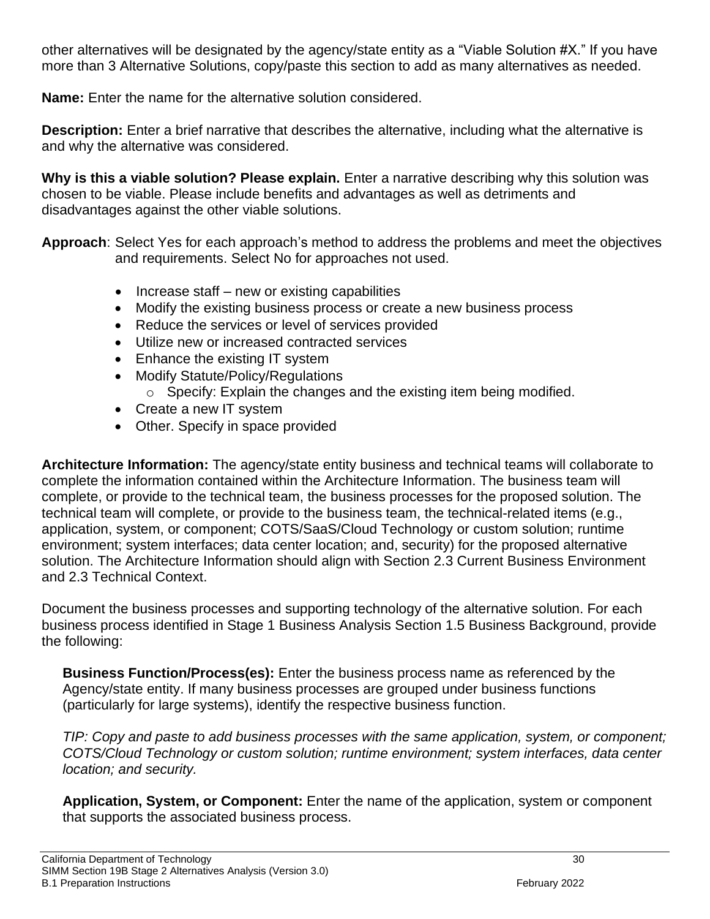other alternatives will be designated by the agency/state entity as a "Viable Solution #X." If you have more than 3 Alternative Solutions, copy/paste this section to add as many alternatives as needed.

**Name:** Enter the name for the alternative solution considered.

**Description:** Enter a brief narrative that describes the alternative, including what the alternative is and why the alternative was considered.

**Why is this a viable solution? Please explain.** Enter a narrative describing why this solution was chosen to be viable. Please include benefits and advantages as well as detriments and disadvantages against the other viable solutions.

**Approach**: Select Yes for each approach's method to address the problems and meet the objectives and requirements. Select No for approaches not used.

- Increase staff – new or existing capabilities
- Modify the existing business process or create a new business process
- Reduce the services or level of services provided
- Utilize new or increased contracted services
- Enhance the existing IT system
- Modify Statute/Policy/Regulations
  - Specify: Explain the changes and the existing item being modified.
- Create a new IT system
- Other. Specify in space provided

**Architecture Information:** The agency/state entity business and technical teams will collaborate to complete the information contained within the Architecture Information. The business team will complete, or provide to the technical team, the business processes for the proposed solution. The technical team will complete, or provide to the business team, the technical-related items (e.g., application, system, or component; COTS/SaaS/Cloud Technology or custom solution; runtime environment; system interfaces; data center location; and, security) for the proposed alternative solution. The Architecture Information should align with Section 2.3 Current Business Environment and 2.3 Technical Context.

Document the business processes and supporting technology of the alternative solution. For each business process identified in Stage 1 Business Analysis Section 1.5 Business Background, provide the following:

**Business Function/Process(es):** Enter the business process name as referenced by the Agency/state entity. If many business processes are grouped under business functions (particularly for large systems), identify the respective business function.

*TIP: Copy and paste to add business processes with the same application, system, or component; COTS/Cloud Technology or custom solution; runtime environment; system interfaces, data center location; and security.*

**Application, System, or Component:** Enter the name of the application, system or component that supports the associated business process.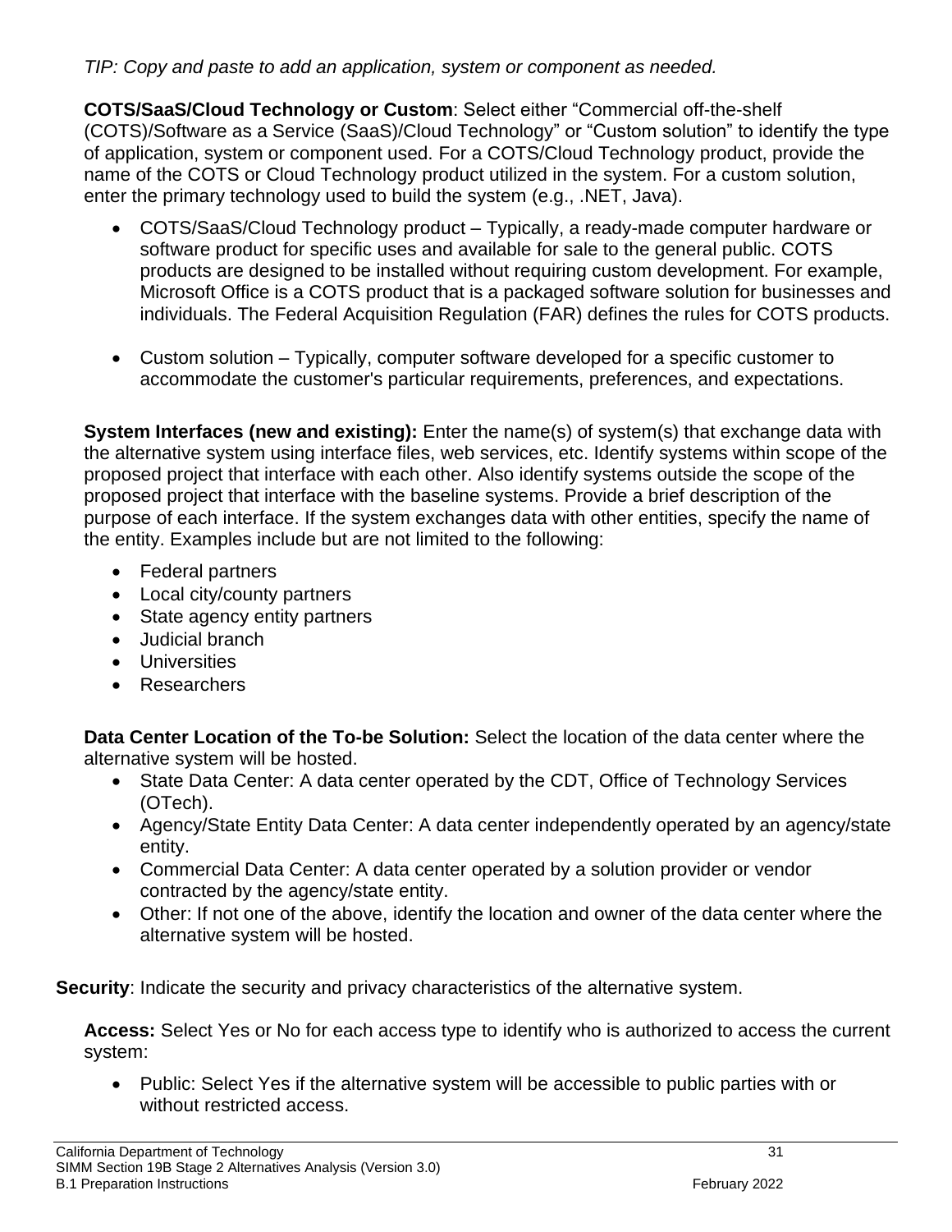*TIP: Copy and paste to add an application, system or component as needed.*

**COTS/SaaS/Cloud Technology or Custom**: Select either “Commercial off-the-shelf (COTS)/Software as a Service (SaaS)/Cloud Technology” or “Custom solution” to identify the type of application, system or component used. For a COTS/Cloud Technology product, provide the name of the COTS or Cloud Technology product utilized in the system. For a custom solution, enter the primary technology used to build the system (e.g., .NET, Java).

- COTS/SaaS/Cloud Technology product – Typically, a ready-made computer hardware or software product for specific uses and available for sale to the general public. COTS products are designed to be installed without requiring custom development. For example, Microsoft Office is a COTS product that is a packaged software solution for businesses and individuals. The Federal Acquisition Regulation (FAR) defines the rules for COTS products.
- Custom solution – Typically, computer software developed for a specific customer to accommodate the customer's particular requirements, preferences, and expectations.

**System Interfaces (new and existing):** Enter the name(s) of system(s) that exchange data with the alternative system using interface files, web services, etc. Identify systems within scope of the proposed project that interface with each other. Also identify systems outside the scope of the proposed project that interface with the baseline systems. Provide a brief description of the purpose of each interface. If the system exchanges data with other entities, specify the name of the entity. Examples include but are not limited to the following:

- Federal partners
- Local city/county partners
- State agency entity partners
- Judicial branch
- Universities
- Researchers

**Data Center Location of the To-be Solution:** Select the location of the data center where the alternative system will be hosted.

- State Data Center: A data center operated by the CDT, Office of Technology Services (OTech).
- Agency/State Entity Data Center: A data center independently operated by an agency/state entity.
- Commercial Data Center: A data center operated by a solution provider or vendor contracted by the agency/state entity.
- Other: If not one of the above, identify the location and owner of the data center where the alternative system will be hosted.

**Security**: Indicate the security and privacy characteristics of the alternative system.

**Access:** Select Yes or No for each access type to identify who is authorized to access the current system:

- Public: Select Yes if the alternative system will be accessible to public parties with or without restricted access.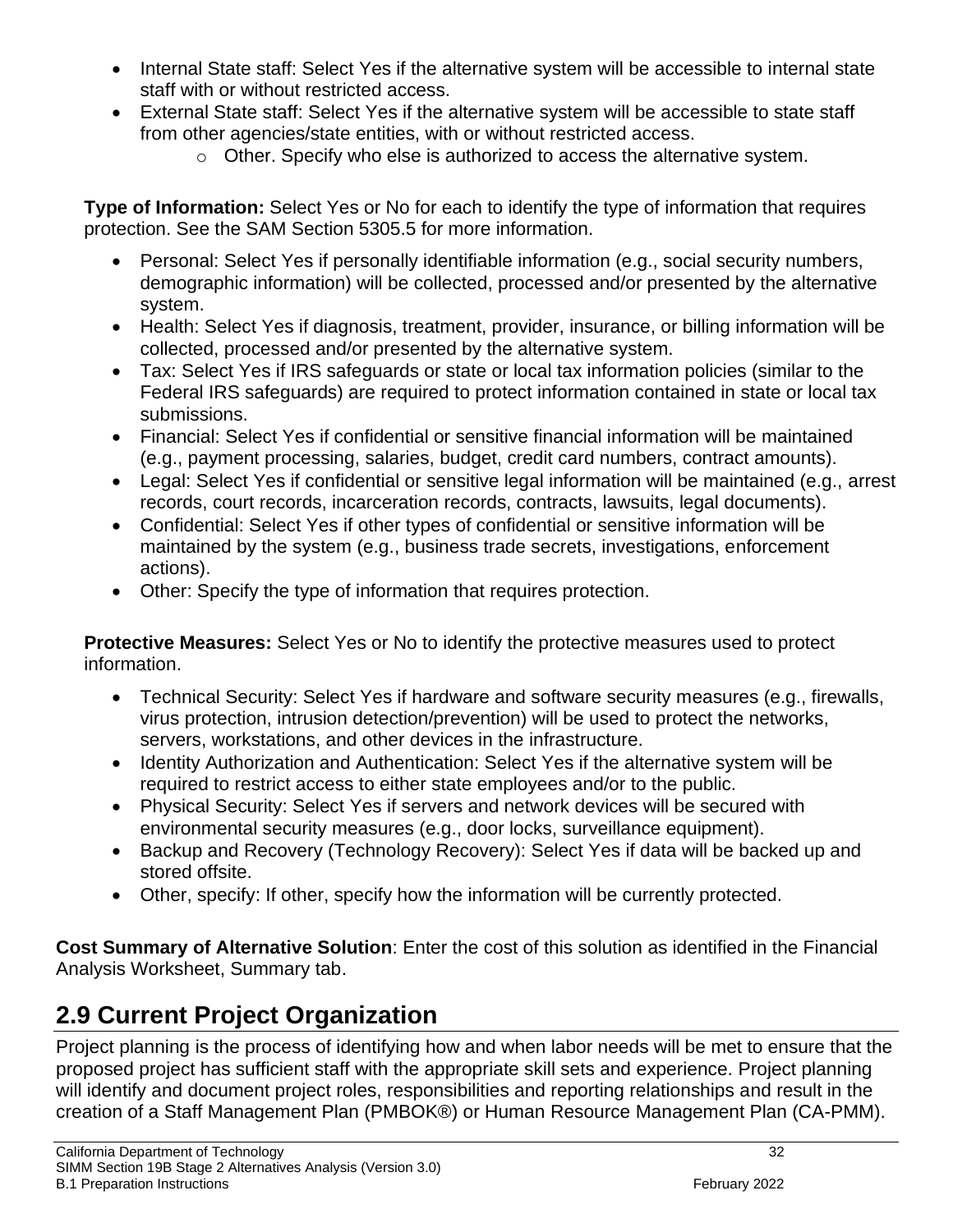- Internal State staff: Select Yes if the alternative system will be accessible to internal state staff with or without restricted access.
- External State staff: Select Yes if the alternative system will be accessible to state staff from other agencies/state entities, with or without restricted access.
    - Other. Specify who else is authorized to access the alternative system.

**Type of Information:** Select Yes or No for each to identify the type of information that requires protection. See the SAM Section 5305.5 for more information.

- Personal: Select Yes if personally identifiable information (e.g., social security numbers, demographic information) will be collected, processed and/or presented by the alternative system.
- Health: Select Yes if diagnosis, treatment, provider, insurance, or billing information will be collected, processed and/or presented by the alternative system.
- Tax: Select Yes if IRS safeguards or state or local tax information policies (similar to the Federal IRS safeguards) are required to protect information contained in state or local tax submissions.
- Financial: Select Yes if confidential or sensitive financial information will be maintained (e.g., payment processing, salaries, budget, credit card numbers, contract amounts).
- Legal: Select Yes if confidential or sensitive legal information will be maintained (e.g., arrest records, court records, incarceration records, contracts, lawsuits, legal documents).
- Confidential: Select Yes if other types of confidential or sensitive information will be maintained by the system (e.g., business trade secrets, investigations, enforcement actions).
- Other: Specify the type of information that requires protection.

**Protective Measures:** Select Yes or No to identify the protective measures used to protect information.

- Technical Security: Select Yes if hardware and software security measures (e.g., firewalls, virus protection, intrusion detection/prevention) will be used to protect the networks, servers, workstations, and other devices in the infrastructure.
- Identity Authorization and Authentication: Select Yes if the alternative system will be required to restrict access to either state employees and/or to the public.
- Physical Security: Select Yes if servers and network devices will be secured with environmental security measures (e.g., door locks, surveillance equipment).
- Backup and Recovery (Technology Recovery): Select Yes if data will be backed up and stored offsite.
- Other, specify: If other, specify how the information will be currently protected.

**Cost Summary of Alternative Solution**: Enter the cost of this solution as identified in the Financial Analysis Worksheet, Summary tab.

## 2.9 Current Project Organization

Project planning is the process of identifying how and when labor needs will be met to ensure that the proposed project has sufficient staff with the appropriate skill sets and experience. Project planning will identify and document project roles, responsibilities and reporting relationships and result in the creation of a Staff Management Plan (PMBOK®) or Human Resource Management Plan (CA-PMM).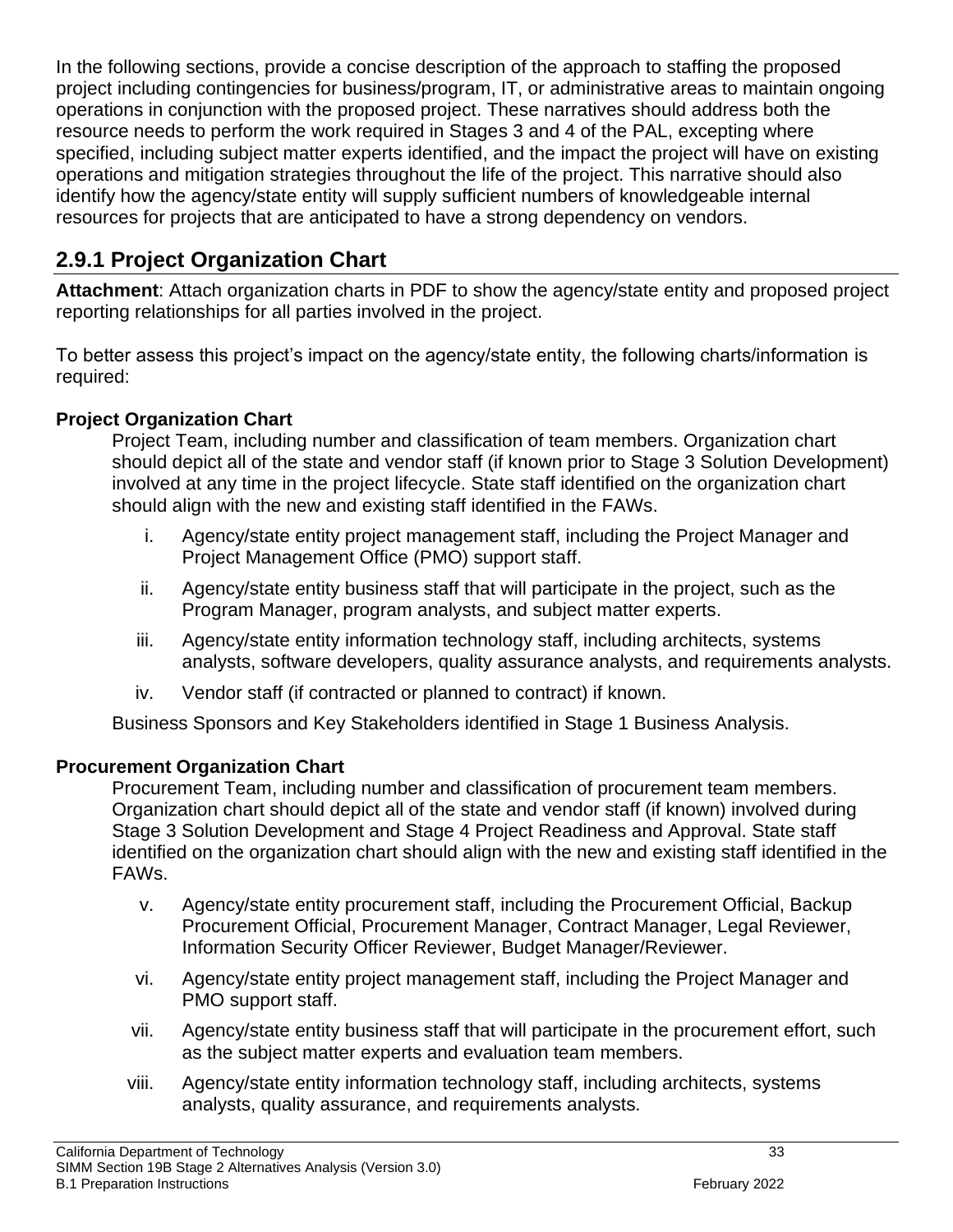In the following sections, provide a concise description of the approach to staffing the proposed project including contingencies for business/program, IT, or administrative areas to maintain ongoing operations in conjunction with the proposed project. These narratives should address both the resource needs to perform the work required in Stages 3 and 4 of the PAL, excepting where specified, including subject matter experts identified, and the impact the project will have on existing operations and mitigation strategies throughout the life of the project. This narrative should also identify how the agency/state entity will supply sufficient numbers of knowledgeable internal resources for projects that are anticipated to have a strong dependency on vendors.

## 2.9.1 Project Organization Chart

**Attachment**: Attach organization charts in PDF to show the agency/state entity and proposed project reporting relationships for all parties involved in the project.

To better assess this project's impact on the agency/state entity, the following charts/information is required:

**Project Organization Chart**

Project Team, including number and classification of team members. Organization chart should depict all of the state and vendor staff (if known prior to Stage 3 Solution Development) involved at any time in the project lifecycle. State staff identified on the organization chart should align with the new and existing staff identified in the FAWs.

i. Agency/state entity project management staff, including the Project Manager and Project Management Office (PMO) support staff.

ii. Agency/state entity business staff that will participate in the project, such as the Program Manager, program analysts, and subject matter experts.

iii. Agency/state entity information technology staff, including architects, systems analysts, software developers, quality assurance analysts, and requirements analysts.

iv. Vendor staff (if contracted or planned to contract) if known.

Business Sponsors and Key Stakeholders identified in Stage 1 Business Analysis.

**Procurement Organization Chart**

Procurement Team, including number and classification of procurement team members. Organization chart should depict all of the state and vendor staff (if known) involved during Stage 3 Solution Development and Stage 4 Project Readiness and Approval. State staff identified on the organization chart should align with the new and existing staff identified in the FAWs.

v. Agency/state entity procurement staff, including the Procurement Official, Backup Procurement Official, Procurement Manager, Contract Manager, Legal Reviewer, Information Security Officer Reviewer, Budget Manager/Reviewer.

vi. Agency/state entity project management staff, including the Project Manager and PMO support staff.

vii. Agency/state entity business staff that will participate in the procurement effort, such as the subject matter experts and evaluation team members.

viii. Agency/state entity information technology staff, including architects, systems analysts, quality assurance, and requirements analysts.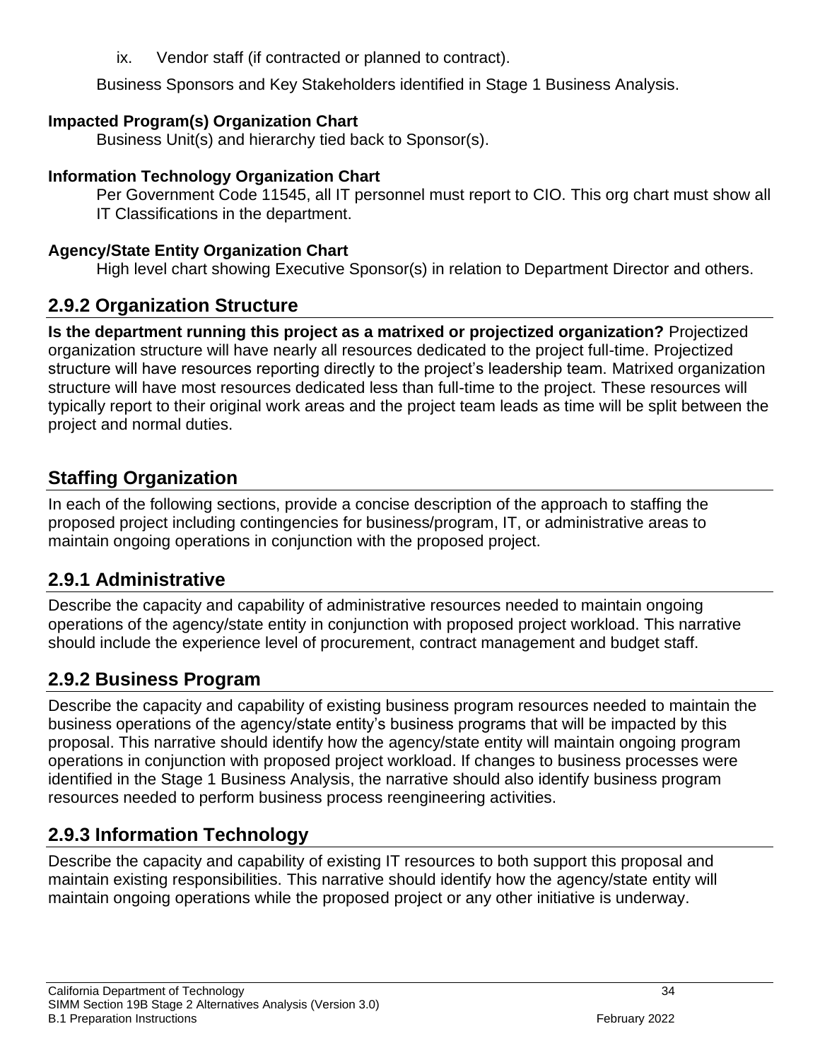ix. Vendor staff (if contracted or planned to contract).

Business Sponsors and Key Stakeholders identified in Stage 1 Business Analysis.

**Impacted Program(s) Organization Chart**

Business Unit(s) and hierarchy tied back to Sponsor(s).

**Information Technology Organization Chart**

Per Government Code 11545, all IT personnel must report to CIO. This org chart must show all IT Classifications in the department.

**Agency/State Entity Organization Chart**

High level chart showing Executive Sponsor(s) in relation to Department Director and others.

## 2.9.2 Organization Structure

**Is the department running this project as a matrixed or projectized organization?** Projectized organization structure will have nearly all resources dedicated to the project full-time. Projectized structure will have resources reporting directly to the project's leadership team. Matrixed organization structure will have most resources dedicated less than full-time to the project. These resources will typically report to their original work areas and the project team leads as time will be split between the project and normal duties.

## Staffing Organization

In each of the following sections, provide a concise description of the approach to staffing the proposed project including contingencies for business/program, IT, or administrative areas to maintain ongoing operations in conjunction with the proposed project.

## 2.9.1 Administrative

Describe the capacity and capability of administrative resources needed to maintain ongoing operations of the agency/state entity in conjunction with proposed project workload. This narrative should include the experience level of procurement, contract management and budget staff.

## 2.9.2 Business Program

Describe the capacity and capability of existing business program resources needed to maintain the business operations of the agency/state entity's business programs that will be impacted by this proposal. This narrative should identify how the agency/state entity will maintain ongoing program operations in conjunction with proposed project workload. If changes to business processes were identified in the Stage 1 Business Analysis, the narrative should also identify business program resources needed to perform business process reengineering activities.

## 2.9.3 Information Technology

Describe the capacity and capability of existing IT resources to both support this proposal and maintain existing responsibilities. This narrative should identify how the agency/state entity will maintain ongoing operations while the proposed project or any other initiative is underway.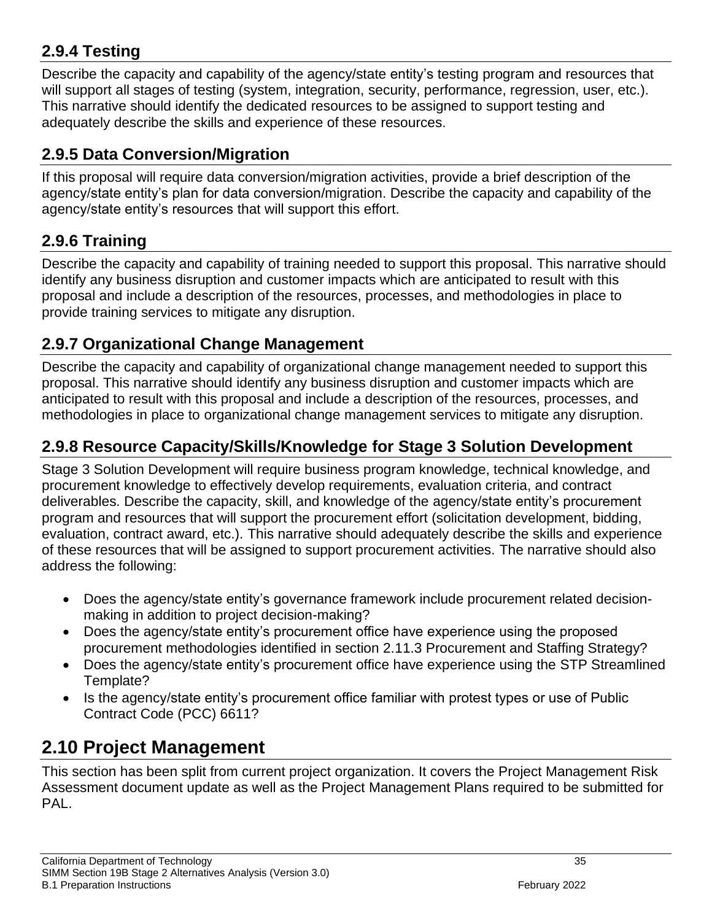### 2.9.4 Testing

Describe the capacity and capability of the agency/state entity's testing program and resources that will support all stages of testing (system, integration, security, performance, regression, user, etc.). This narrative should identify the dedicated resources to be assigned to support testing and adequately describe the skills and experience of these resources.

### 2.9.5 Data Conversion/Migration

If this proposal will require data conversion/migration activities, provide a brief description of the agency/state entity's plan for data conversion/migration. Describe the capacity and capability of the agency/state entity's resources that will support this effort.

### 2.9.6 Training

Describe the capacity and capability of training needed to support this proposal. This narrative should identify any business disruption and customer impacts which are anticipated to result with this proposal and include a description of the resources, processes, and methodologies in place to provide training services to mitigate any disruption.

### 2.9.7 Organizational Change Management

Describe the capacity and capability of organizational change management needed to support this proposal. This narrative should identify any business disruption and customer impacts which are anticipated to result with this proposal and include a description of the resources, processes, and methodologies in place to organizational change management services to mitigate any disruption.

### 2.9.8 Resource Capacity/Skills/Knowledge for Stage 3 Solution Development

Stage 3 Solution Development will require business program knowledge, technical knowledge, and procurement knowledge to effectively develop requirements, evaluation criteria, and contract deliverables. Describe the capacity, skill, and knowledge of the agency/state entity's procurement program and resources that will support the procurement effort (solicitation development, bidding, evaluation, contract award, etc.). This narrative should adequately describe the skills and experience of these resources that will be assigned to support procurement activities. The narrative should also address the following:

- Does the agency/state entity's governance framework include procurement related decision-making in addition to project decision-making?
- Does the agency/state entity's procurement office have experience using the proposed procurement methodologies identified in section 2.11.3 Procurement and Staffing Strategy?
- Does the agency/state entity's procurement office have experience using the STP Streamlined Template?
- Is the agency/state entity's procurement office familiar with protest types or use of Public Contract Code (PCC) 6611?

## 2.10 Project Management

This section has been split from current project organization. It covers the Project Management Risk Assessment document update as well as the Project Management Plans required to be submitted for PAL.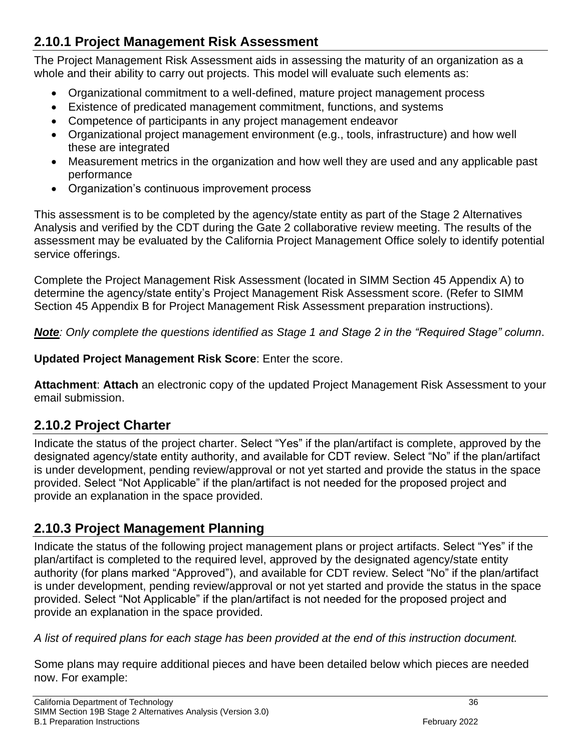### 2.10.1 Project Management Risk Assessment

The Project Management Risk Assessment aids in assessing the maturity of an organization as a whole and their ability to carry out projects. This model will evaluate such elements as:

- Organizational commitment to a well-defined, mature project management process
- Existence of predicated management commitment, functions, and systems
- Competence of participants in any project management endeavor
- Organizational project management environment (e.g., tools, infrastructure) and how well these are integrated
- Measurement metrics in the organization and how well they are used and any applicable past performance
- Organization's continuous improvement process

This assessment is to be completed by the agency/state entity as part of the Stage 2 Alternatives Analysis and verified by the CDT during the Gate 2 collaborative review meeting. The results of the assessment may be evaluated by the California Project Management Office solely to identify potential service offerings.

Complete the Project Management Risk Assessment (located in SIMM Section 45 Appendix A) to determine the agency/state entity's Project Management Risk Assessment score. (Refer to SIMM Section 45 Appendix B for Project Management Risk Assessment preparation instructions).

***Note****: Only complete the questions identified as Stage 1 and Stage 2 in the "Required Stage" column*.

**Updated Project Management Risk Score**: Enter the score.

**Attachment**: **Attach** an electronic copy of the updated Project Management Risk Assessment to your email submission.

### 2.10.2 Project Charter

Indicate the status of the project charter. Select "Yes" if the plan/artifact is complete, approved by the designated agency/state entity authority, and available for CDT review. Select "No" if the plan/artifact is under development, pending review/approval or not yet started and provide the status in the space provided. Select "Not Applicable" if the plan/artifact is not needed for the proposed project and provide an explanation in the space provided.

### 2.10.3 Project Management Planning

Indicate the status of the following project management plans or project artifacts. Select "Yes" if the plan/artifact is completed to the required level, approved by the designated agency/state entity authority (for plans marked "Approved"), and available for CDT review. Select "No" if the plan/artifact is under development, pending review/approval or not yet started and provide the status in the space provided. Select "Not Applicable" if the plan/artifact is not needed for the proposed project and provide an explanation in the space provided.

*A list of required plans for each stage has been provided at the end of this instruction document.*

Some plans may require additional pieces and have been detailed below which pieces are needed now. For example: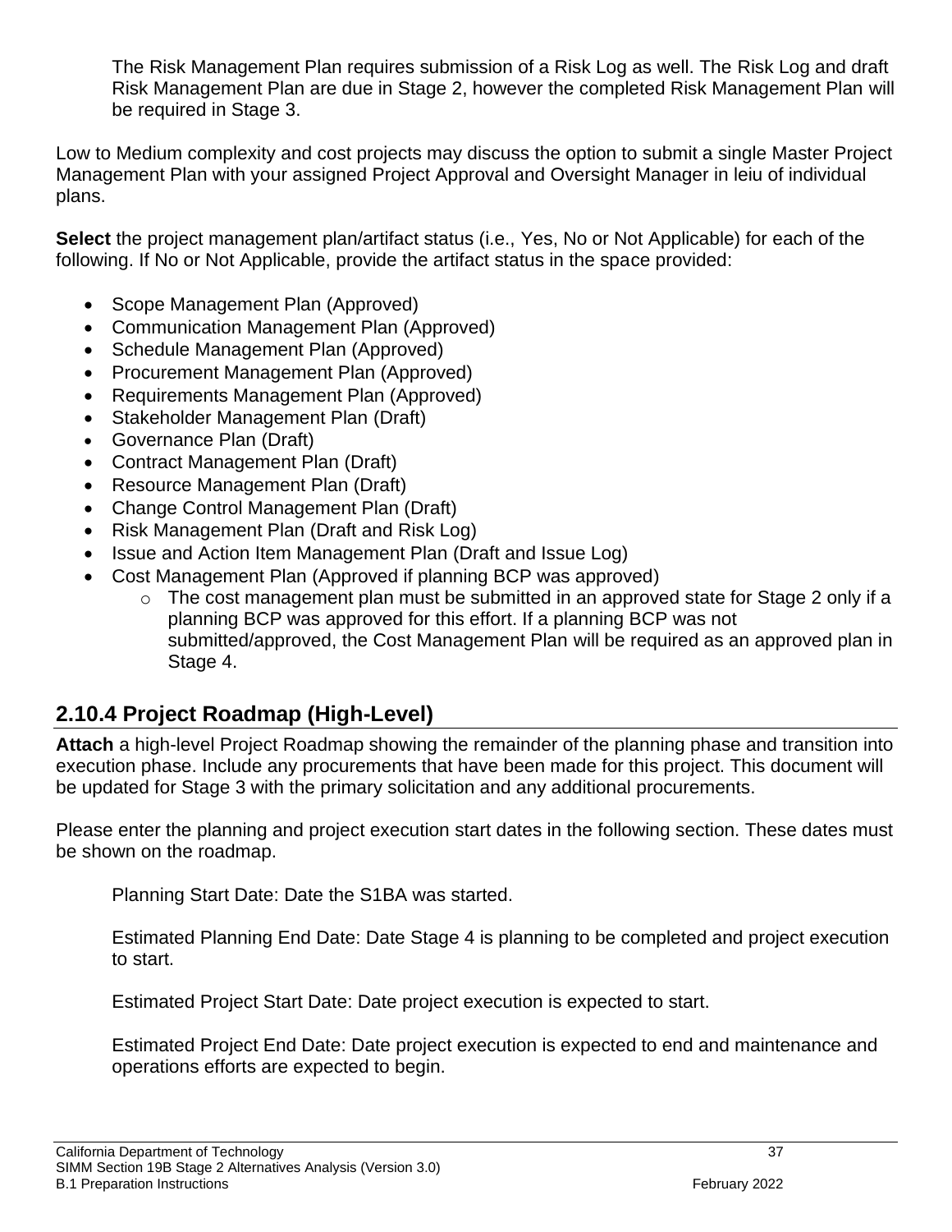The Risk Management Plan requires submission of a Risk Log as well. The Risk Log and draft Risk Management Plan are due in Stage 2, however the completed Risk Management Plan will be required in Stage 3.

Low to Medium complexity and cost projects may discuss the option to submit a single Master Project Management Plan with your assigned Project Approval and Oversight Manager in leiu of individual plans.

**Select** the project management plan/artifact status (i.e., Yes, No or Not Applicable) for each of the following. If No or Not Applicable, provide the artifact status in the space provided:

- Scope Management Plan (Approved)
- Communication Management Plan (Approved)
- Schedule Management Plan (Approved)
- Procurement Management Plan (Approved)
- Requirements Management Plan (Approved)
- Stakeholder Management Plan (Draft)
- Governance Plan (Draft)
- Contract Management Plan (Draft)
- Resource Management Plan (Draft)
- Change Control Management Plan (Draft)
- Risk Management Plan (Draft and Risk Log)
- Issue and Action Item Management Plan (Draft and Issue Log)
- Cost Management Plan (Approved if planning BCP was approved)
  - The cost management plan must be submitted in an approved state for Stage 2 only if a planning BCP was approved for this effort. If a planning BCP was not submitted/approved, the Cost Management Plan will be required as an approved plan in Stage 4.

## 2.10.4 Project Roadmap (High-Level)

**Attach** a high-level Project Roadmap showing the remainder of the planning phase and transition into execution phase. Include any procurements that have been made for this project. This document will be updated for Stage 3 with the primary solicitation and any additional procurements.

Please enter the planning and project execution start dates in the following section. These dates must be shown on the roadmap.

Planning Start Date: Date the S1BA was started.

Estimated Planning End Date: Date Stage 4 is planning to be completed and project execution to start.

Estimated Project Start Date: Date project execution is expected to start.

Estimated Project End Date: Date project execution is expected to end and maintenance and operations efforts are expected to begin.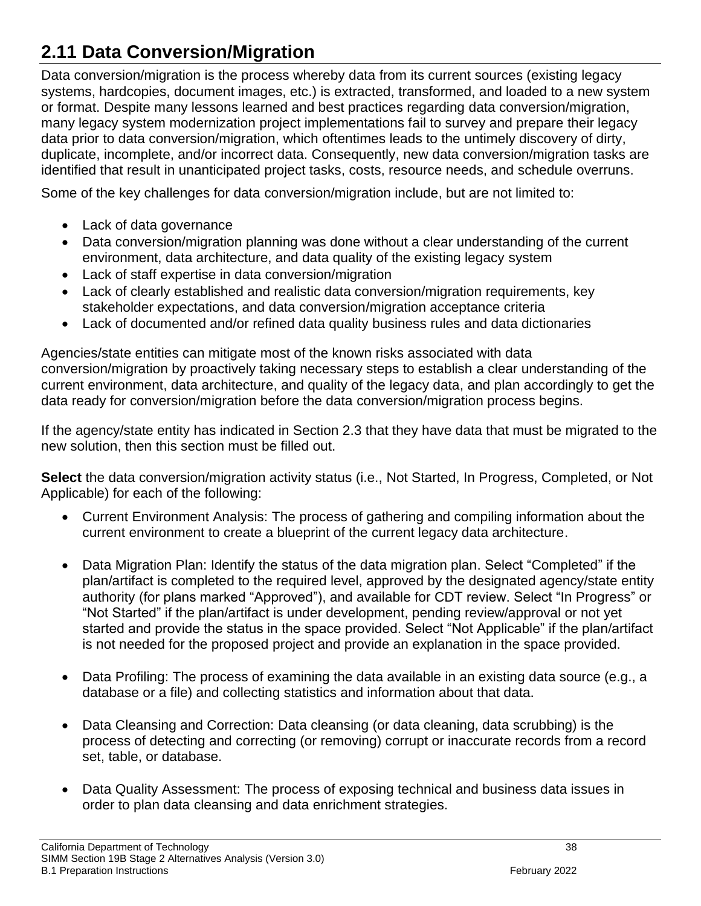## 2.11 Data Conversion/Migration

Data conversion/migration is the process whereby data from its current sources (existing legacy systems, hardcopies, document images, etc.) is extracted, transformed, and loaded to a new system or format. Despite many lessons learned and best practices regarding data conversion/migration, many legacy system modernization project implementations fail to survey and prepare their legacy data prior to data conversion/migration, which oftentimes leads to the untimely discovery of dirty, duplicate, incomplete, and/or incorrect data. Consequently, new data conversion/migration tasks are identified that result in unanticipated project tasks, costs, resource needs, and schedule overruns.

Some of the key challenges for data conversion/migration include, but are not limited to:

- Lack of data governance
- Data conversion/migration planning was done without a clear understanding of the current environment, data architecture, and data quality of the existing legacy system
- Lack of staff expertise in data conversion/migration
- Lack of clearly established and realistic data conversion/migration requirements, key stakeholder expectations, and data conversion/migration acceptance criteria
- Lack of documented and/or refined data quality business rules and data dictionaries

Agencies/state entities can mitigate most of the known risks associated with data conversion/migration by proactively taking necessary steps to establish a clear understanding of the current environment, data architecture, and quality of the legacy data, and plan accordingly to get the data ready for conversion/migration before the data conversion/migration process begins.

If the agency/state entity has indicated in Section 2.3 that they have data that must be migrated to the new solution, then this section must be filled out.

**Select** the data conversion/migration activity status (i.e., Not Started, In Progress, Completed, or Not Applicable) for each of the following:

- Current Environment Analysis: The process of gathering and compiling information about the current environment to create a blueprint of the current legacy data architecture.

- Data Migration Plan: Identify the status of the data migration plan. Select “Completed” if the plan/artifact is completed to the required level, approved by the designated agency/state entity authority (for plans marked “Approved”), and available for CDT review. Select “In Progress” or “Not Started” if the plan/artifact is under development, pending review/approval or not yet started and provide the status in the space provided. Select “Not Applicable” if the plan/artifact is not needed for the proposed project and provide an explanation in the space provided.

- Data Profiling: The process of examining the data available in an existing data source (e.g., a database or a file) and collecting statistics and information about that data.

- Data Cleansing and Correction: Data cleansing (or data cleaning, data scrubbing) is the process of detecting and correcting (or removing) corrupt or inaccurate records from a record set, table, or database.

- Data Quality Assessment: The process of exposing technical and business data issues in order to plan data cleansing and data enrichment strategies.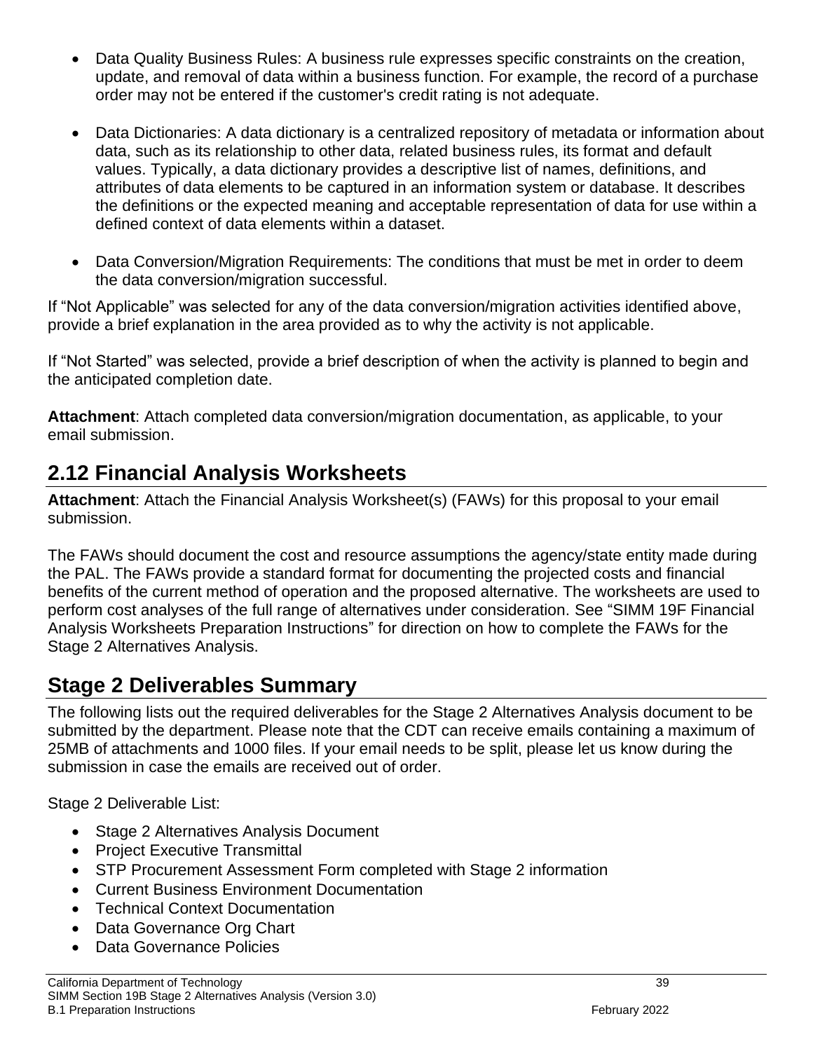- Data Quality Business Rules: A business rule expresses specific constraints on the creation, update, and removal of data within a business function. For example, the record of a purchase order may not be entered if the customer's credit rating is not adequate.

- Data Dictionaries: A data dictionary is a centralized repository of metadata or information about data, such as its relationship to other data, related business rules, its format and default values. Typically, a data dictionary provides a descriptive list of names, definitions, and attributes of data elements to be captured in an information system or database. It describes the definitions or the expected meaning and acceptable representation of data for use within a defined context of data elements within a dataset.

- Data Conversion/Migration Requirements: The conditions that must be met in order to deem the data conversion/migration successful.

If “Not Applicable” was selected for any of the data conversion/migration activities identified above, provide a brief explanation in the area provided as to why the activity is not applicable.

If “Not Started” was selected, provide a brief description of when the activity is planned to begin and the anticipated completion date.

**Attachment**: Attach completed data conversion/migration documentation, as applicable, to your email submission.

## 2.12 Financial Analysis Worksheets

**Attachment**: Attach the Financial Analysis Worksheet(s) (FAWs) for this proposal to your email submission.

The FAWs should document the cost and resource assumptions the agency/state entity made during the PAL. The FAWs provide a standard format for documenting the projected costs and financial benefits of the current method of operation and the proposed alternative. The worksheets are used to perform cost analyses of the full range of alternatives under consideration. See “SIMM 19F Financial Analysis Worksheets Preparation Instructions” for direction on how to complete the FAWs for the Stage 2 Alternatives Analysis.

## Stage 2 Deliverables Summary

The following lists out the required deliverables for the Stage 2 Alternatives Analysis document to be submitted by the department. Please note that the CDT can receive emails containing a maximum of 25MB of attachments and 1000 files. If your email needs to be split, please let us know during the submission in case the emails are received out of order.

Stage 2 Deliverable List:

- Stage 2 Alternatives Analysis Document
- Project Executive Transmittal
- STP Procurement Assessment Form completed with Stage 2 information
- Current Business Environment Documentation
- Technical Context Documentation
- Data Governance Org Chart
- Data Governance Policies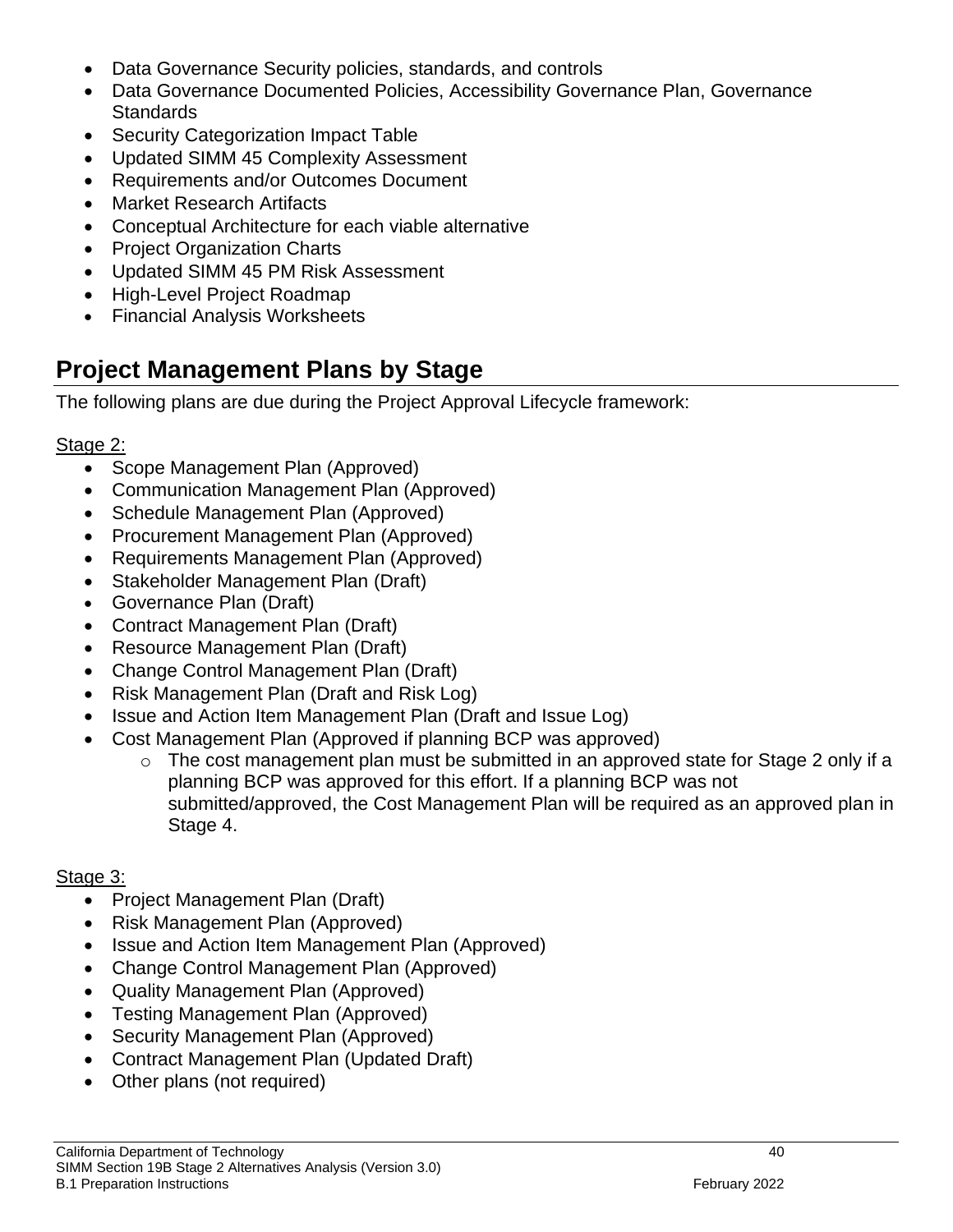- Data Governance Security policies, standards, and controls
- Data Governance Documented Policies, Accessibility Governance Plan, Governance Standards
- Security Categorization Impact Table
- Updated SIMM 45 Complexity Assessment
- Requirements and/or Outcomes Document
- Market Research Artifacts
- Conceptual Architecture for each viable alternative
- Project Organization Charts
- Updated SIMM 45 PM Risk Assessment
- High-Level Project Roadmap
- Financial Analysis Worksheets

## Project Management Plans by Stage

The following plans are due during the Project Approval Lifecycle framework:

Stage 2:

- Scope Management Plan (Approved)
- Communication Management Plan (Approved)
- Schedule Management Plan (Approved)
- Procurement Management Plan (Approved)
- Requirements Management Plan (Approved)
- Stakeholder Management Plan (Draft)
- Governance Plan (Draft)
- Contract Management Plan (Draft)
- Resource Management Plan (Draft)
- Change Control Management Plan (Draft)
- Risk Management Plan (Draft and Risk Log)
- Issue and Action Item Management Plan (Draft and Issue Log)
- Cost Management Plan (Approved if planning BCP was approved)
  - The cost management plan must be submitted in an approved state for Stage 2 only if a planning BCP was approved for this effort. If a planning BCP was not submitted/approved, the Cost Management Plan will be required as an approved plan in Stage 4.

Stage 3:

- Project Management Plan (Draft)
- Risk Management Plan (Approved)
- Issue and Action Item Management Plan (Approved)
- Change Control Management Plan (Approved)
- Quality Management Plan (Approved)
- Testing Management Plan (Approved)
- Security Management Plan (Approved)
- Contract Management Plan (Updated Draft)
- Other plans (not required)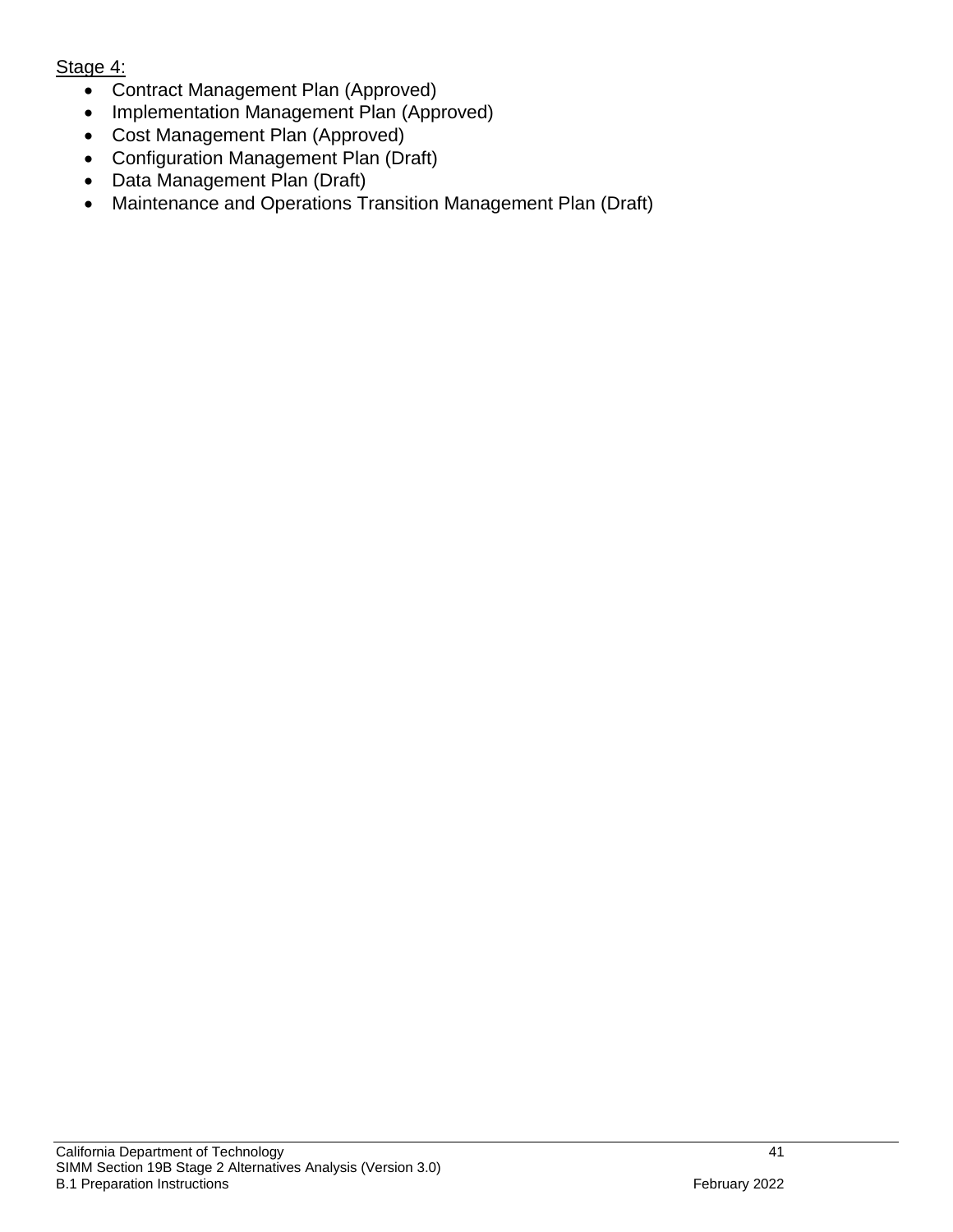Stage 4:

- Contract Management Plan (Approved)
- Implementation Management Plan (Approved)
- Cost Management Plan (Approved)
- Configuration Management Plan (Draft)
- Data Management Plan (Draft)
- Maintenance and Operations Transition Management Plan (Draft)